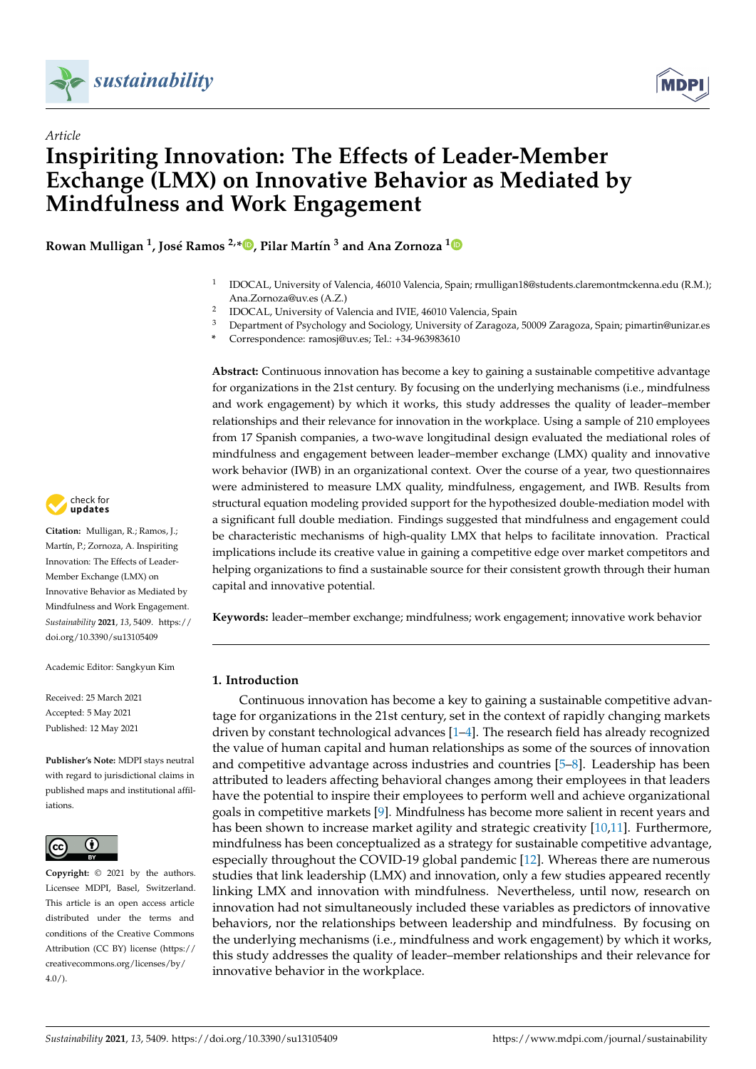*Article*

# Inspiriting Innovation: The Effects of Leader-Member Exchange (LMX) on Innovative Behavior as Mediated by Mindfulness and Work Engagement

**Rowan Mulligan [1], José Ramos [2,*], Pilar Martín [3] and Ana Zornoza [1]**

[1] IDOCAL, University of Valencia, 46010 Valencia, Spain; rmulligan18@students.claremontmckenna.edu (R.M.); Ana.Zornoza@uv.es (A.Z.)
[2] IDOCAL, University of Valencia and IVIE, 46010 Valencia, Spain
[3] Department of Psychology and Sociology, University of Zaragoza, 50009 Zaragoza, Spain; pimartin@unizar.es
* Correspondence: ramosj@uv.es; Tel.: +34-963983610

**Abstract:** Continuous innovation has become a key to gaining a sustainable competitive advantage for organizations in the 21st century. By focusing on the underlying mechanisms (i.e., mindfulness and work engagement) by which it works, this study addresses the quality of leader–member relationships and their relevance for innovation in the workplace. Using a sample of 210 employees from 17 Spanish companies, a two-wave longitudinal design evaluated the mediational roles of mindfulness and engagement between leader–member exchange (LMX) quality and innovative work behavior (IWB) in an organizational context. Over the course of a year, two questionnaires were administered to measure LMX quality, mindfulness, engagement, and IWB. Results from structural equation modeling provided support for the hypothesized double-mediation model with a significant full double mediation. Findings suggested that mindfulness and engagement could be characteristic mechanisms of high-quality LMX that helps to facilitate innovation. Practical implications include its creative value in gaining a competitive edge over market competitors and helping organizations to find a sustainable source for their consistent growth through their human capital and innovative potential.

**Keywords:** leader–member exchange; mindfulness; work engagement; innovative work behavior

**Citation:** Mulligan, R.; Ramos, J.; Martín, P.; Zornoza, A. Inspiriting Innovation: The Effects of Leader-Member Exchange (LMX) on Innovative Behavior as Mediated by Mindfulness and Work Engagement. *Sustainability* **2021**, *13*, 5409. https://doi.org/10.3390/su13105409

Academic Editor: Sangkyun Kim

Received: 25 March 2021
Accepted: 5 May 2021
Published: 12 May 2021

**Publisher's Note:** MDPI stays neutral with regard to jurisdictional claims in published maps and institutional affiliations.

**Copyright:** © 2021 by the authors. Licensee MDPI, Basel, Switzerland. This article is an open access article distributed under the terms and conditions of the Creative Commons Attribution (CC BY) license (https://creativecommons.org/licenses/by/4.0/).

## 1. Introduction

Continuous innovation has become a key to gaining a sustainable competitive advantage for organizations in the 21st century, set in the context of rapidly changing markets driven by constant technological advances [1–4]. The research field has already recognized the value of human capital and human relationships as some of the sources of innovation and competitive advantage across industries and countries [5–8]. Leadership has been attributed to leaders affecting behavioral changes among their employees in that leaders have the potential to inspire their employees to perform well and achieve organizational goals in competitive markets [9]. Mindfulness has become more salient in recent years and has been shown to increase market agility and strategic creativity [10,11]. Furthermore, mindfulness has been conceptualized as a strategy for sustainable competitive advantage, especially throughout the COVID-19 global pandemic [12]. Whereas there are numerous studies that link leadership (LMX) and innovation, only a few studies appeared recently linking LMX and innovation with mindfulness. Nevertheless, until now, research on innovation had not simultaneously included these variables as predictors of innovative behaviors, nor the relationships between leadership and mindfulness. By focusing on the underlying mechanisms (i.e., mindfulness and work engagement) by which it works, this study addresses the quality of leader–member relationships and their relevance for innovative behavior in the workplace.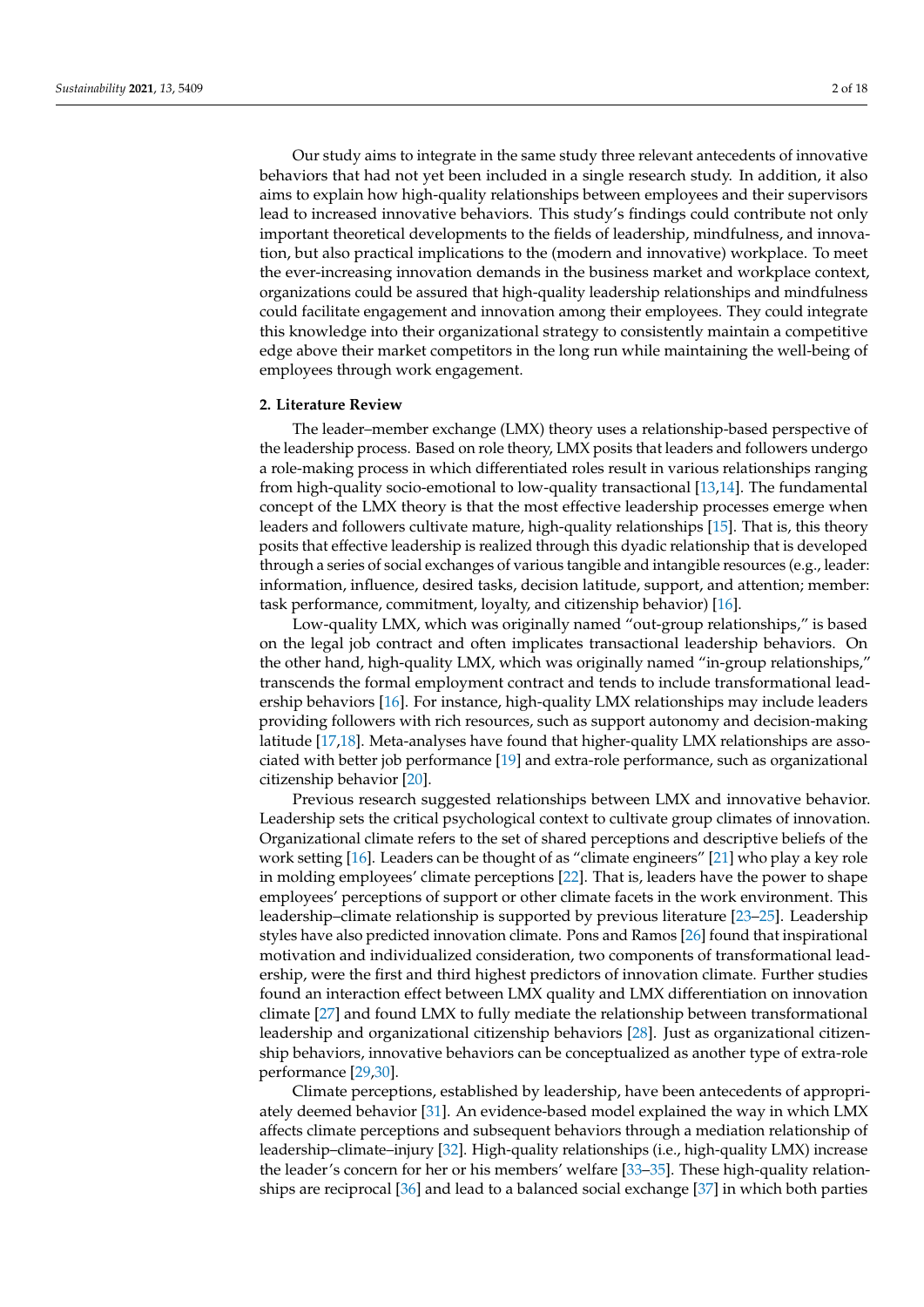Our study aims to integrate in the same study three relevant antecedents of innovative behaviors that had not yet been included in a single research study. In addition, it also aims to explain how high-quality relationships between employees and their supervisors lead to increased innovative behaviors. This study's findings could contribute not only important theoretical developments to the fields of leadership, mindfulness, and innovation, but also practical implications to the (modern and innovative) workplace. To meet the ever-increasing innovation demands in the business market and workplace context, organizations could be assured that high-quality leadership relationships and mindfulness could facilitate engagement and innovation among their employees. They could integrate this knowledge into their organizational strategy to consistently maintain a competitive edge above their market competitors in the long run while maintaining the well-being of employees through work engagement.

## 2. Literature Review

The leader–member exchange (LMX) theory uses a relationship-based perspective of the leadership process. Based on role theory, LMX posits that leaders and followers undergo a role-making process in which differentiated roles result in various relationships ranging from high-quality socio-emotional to low-quality transactional [13,14]. The fundamental concept of the LMX theory is that the most effective leadership processes emerge when leaders and followers cultivate mature, high-quality relationships [15]. That is, this theory posits that effective leadership is realized through this dyadic relationship that is developed through a series of social exchanges of various tangible and intangible resources (e.g., leader: information, influence, desired tasks, decision latitude, support, and attention; member: task performance, commitment, loyalty, and citizenship behavior) [16].

Low-quality LMX, which was originally named "out-group relationships," is based on the legal job contract and often implicates transactional leadership behaviors. On the other hand, high-quality LMX, which was originally named "in-group relationships," transcends the formal employment contract and tends to include transformational leadership behaviors [16]. For instance, high-quality LMX relationships may include leaders providing followers with rich resources, such as support autonomy and decision-making latitude [17,18]. Meta-analyses have found that higher-quality LMX relationships are associated with better job performance [19] and extra-role performance, such as organizational citizenship behavior [20].

Previous research suggested relationships between LMX and innovative behavior. Leadership sets the critical psychological context to cultivate group climates of innovation. Organizational climate refers to the set of shared perceptions and descriptive beliefs of the work setting [16]. Leaders can be thought of as "climate engineers" [21] who play a key role in molding employees' climate perceptions [22]. That is, leaders have the power to shape employees' perceptions of support or other climate facets in the work environment. This leadership–climate relationship is supported by previous literature [23–25]. Leadership styles have also predicted innovation climate. Pons and Ramos [26] found that inspirational motivation and individualized consideration, two components of transformational leadership, were the first and third highest predictors of innovation climate. Further studies found an interaction effect between LMX quality and LMX differentiation on innovation climate [27] and found LMX to fully mediate the relationship between transformational leadership and organizational citizenship behaviors [28]. Just as organizational citizenship behaviors, innovative behaviors can be conceptualized as another type of extra-role performance [29,30].

Climate perceptions, established by leadership, have been antecedents of appropriately deemed behavior [31]. An evidence-based model explained the way in which LMX affects climate perceptions and subsequent behaviors through a mediation relationship of leadership–climate–injury [32]. High-quality relationships (i.e., high-quality LMX) increase the leader's concern for her or his members' welfare [33–35]. These high-quality relationships are reciprocal [36] and lead to a balanced social exchange [37] in which both parties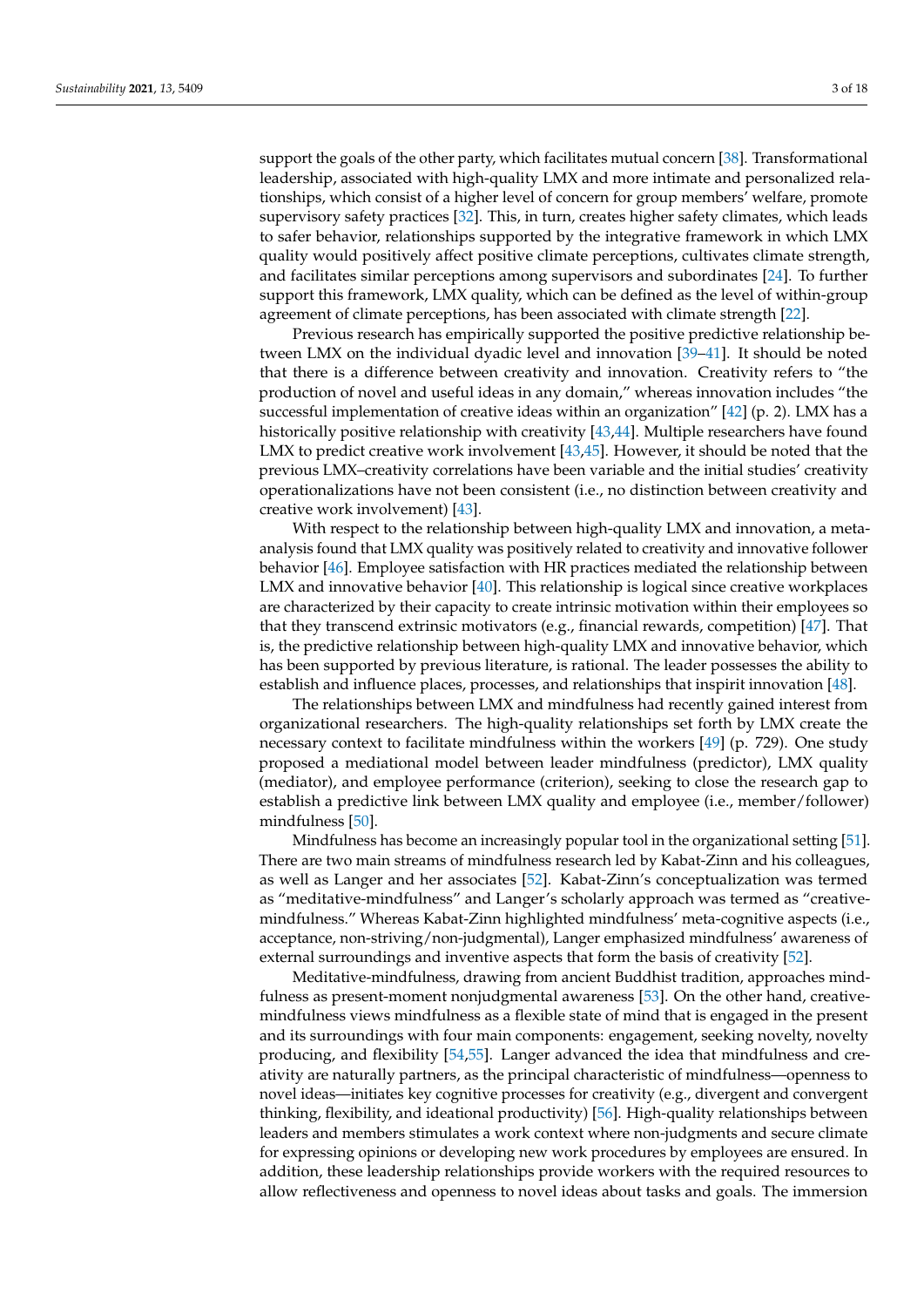support the goals of the other party, which facilitates mutual concern [38]. Transformational leadership, associated with high-quality LMX and more intimate and personalized relationships, which consist of a higher level of concern for group members' welfare, promote supervisory safety practices [32]. This, in turn, creates higher safety climates, which leads to safer behavior, relationships supported by the integrative framework in which LMX quality would positively affect positive climate perceptions, cultivates climate strength, and facilitates similar perceptions among supervisors and subordinates [24]. To further support this framework, LMX quality, which can be defined as the level of within-group agreement of climate perceptions, has been associated with climate strength [22].

Previous research has empirically supported the positive predictive relationship between LMX on the individual dyadic level and innovation [39–41]. It should be noted that there is a difference between creativity and innovation. Creativity refers to "the production of novel and useful ideas in any domain," whereas innovation includes "the successful implementation of creative ideas within an organization" [42] (p. 2). LMX has a historically positive relationship with creativity [43,44]. Multiple researchers have found LMX to predict creative work involvement [43,45]. However, it should be noted that the previous LMX–creativity correlations have been variable and the initial studies' creativity operationalizations have not been consistent (i.e., no distinction between creativity and creative work involvement) [43].

With respect to the relationship between high-quality LMX and innovation, a meta-analysis found that LMX quality was positively related to creativity and innovative follower behavior [46]. Employee satisfaction with HR practices mediated the relationship between LMX and innovative behavior [40]. This relationship is logical since creative workplaces are characterized by their capacity to create intrinsic motivation within their employees so that they transcend extrinsic motivators (e.g., financial rewards, competition) [47]. That is, the predictive relationship between high-quality LMX and innovative behavior, which has been supported by previous literature, is rational. The leader possesses the ability to establish and influence places, processes, and relationships that inspirit innovation [48].

The relationships between LMX and mindfulness had recently gained interest from organizational researchers. The high-quality relationships set forth by LMX create the necessary context to facilitate mindfulness within the workers [49] (p. 729). One study proposed a mediational model between leader mindfulness (predictor), LMX quality (mediator), and employee performance (criterion), seeking to close the research gap to establish a predictive link between LMX quality and employee (i.e., member/follower) mindfulness [50].

Mindfulness has become an increasingly popular tool in the organizational setting [51]. There are two main streams of mindfulness research led by Kabat-Zinn and his colleagues, as well as Langer and her associates [52]. Kabat-Zinn's conceptualization was termed as "meditative-mindfulness" and Langer's scholarly approach was termed as "creative-mindfulness." Whereas Kabat-Zinn highlighted mindfulness' meta-cognitive aspects (i.e., acceptance, non-striving/non-judgmental), Langer emphasized mindfulness' awareness of external surroundings and inventive aspects that form the basis of creativity [52].

Meditative-mindfulness, drawing from ancient Buddhist tradition, approaches mindfulness as present-moment nonjudgmental awareness [53]. On the other hand, creative-mindfulness views mindfulness as a flexible state of mind that is engaged in the present and its surroundings with four main components: engagement, seeking novelty, novelty producing, and flexibility [54,55]. Langer advanced the idea that mindfulness and creativity are naturally partners, as the principal characteristic of mindfulness—openness to novel ideas—initiates key cognitive processes for creativity (e.g., divergent and convergent thinking, flexibility, and ideational productivity) [56]. High-quality relationships between leaders and members stimulates a work context where non-judgments and secure climate for expressing opinions or developing new work procedures by employees are ensured. In addition, these leadership relationships provide workers with the required resources to allow reflectiveness and openness to novel ideas about tasks and goals. The immersion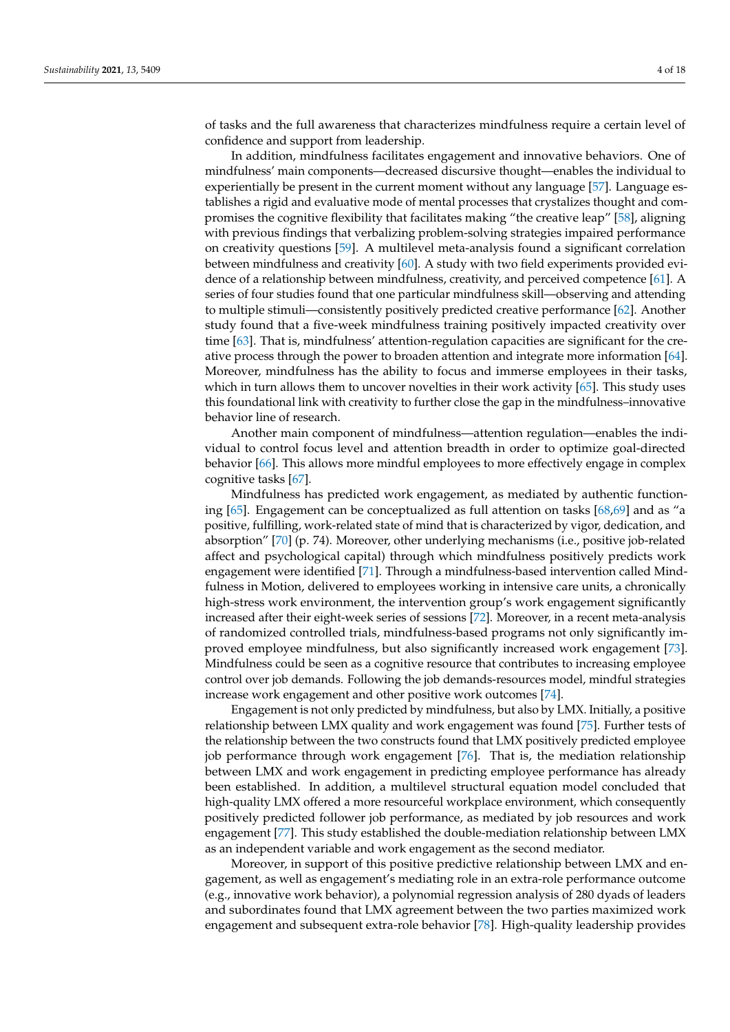of tasks and the full awareness that characterizes mindfulness require a certain level of confidence and support from leadership.

In addition, mindfulness facilitates engagement and innovative behaviors. One of mindfulness' main components—decreased discursive thought—enables the individual to experientially be present in the current moment without any language [57]. Language establishes a rigid and evaluative mode of mental processes that crystalizes thought and compromises the cognitive flexibility that facilitates making "the creative leap" [58], aligning with previous findings that verbalizing problem-solving strategies impaired performance on creativity questions [59]. A multilevel meta-analysis found a significant correlation between mindfulness and creativity [60]. A study with two field experiments provided evidence of a relationship between mindfulness, creativity, and perceived competence [61]. A series of four studies found that one particular mindfulness skill—observing and attending to multiple stimuli—consistently positively predicted creative performance [62]. Another study found that a five-week mindfulness training positively impacted creativity over time [63]. That is, mindfulness' attention-regulation capacities are significant for the creative process through the power to broaden attention and integrate more information [64]. Moreover, mindfulness has the ability to focus and immerse employees in their tasks, which in turn allows them to uncover novelties in their work activity [65]. This study uses this foundational link with creativity to further close the gap in the mindfulness–innovative behavior line of research.

Another main component of mindfulness—attention regulation—enables the individual to control focus level and attention breadth in order to optimize goal-directed behavior [66]. This allows more mindful employees to more effectively engage in complex cognitive tasks [67].

Mindfulness has predicted work engagement, as mediated by authentic functioning [65]. Engagement can be conceptualized as full attention on tasks [68,69] and as "a positive, fulfilling, work-related state of mind that is characterized by vigor, dedication, and absorption" [70] (p. 74). Moreover, other underlying mechanisms (i.e., positive job-related affect and psychological capital) through which mindfulness positively predicts work engagement were identified [71]. Through a mindfulness-based intervention called Mindfulness in Motion, delivered to employees working in intensive care units, a chronically high-stress work environment, the intervention group's work engagement significantly increased after their eight-week series of sessions [72]. Moreover, in a recent meta-analysis of randomized controlled trials, mindfulness-based programs not only significantly improved employee mindfulness, but also significantly increased work engagement [73]. Mindfulness could be seen as a cognitive resource that contributes to increasing employee control over job demands. Following the job demands-resources model, mindful strategies increase work engagement and other positive work outcomes [74].

Engagement is not only predicted by mindfulness, but also by LMX. Initially, a positive relationship between LMX quality and work engagement was found [75]. Further tests of the relationship between the two constructs found that LMX positively predicted employee job performance through work engagement [76]. That is, the mediation relationship between LMX and work engagement in predicting employee performance has already been established. In addition, a multilevel structural equation model concluded that high-quality LMX offered a more resourceful workplace environment, which consequently positively predicted follower job performance, as mediated by job resources and work engagement [77]. This study established the double-mediation relationship between LMX as an independent variable and work engagement as the second mediator.

Moreover, in support of this positive predictive relationship between LMX and engagement, as well as engagement's mediating role in an extra-role performance outcome (e.g., innovative work behavior), a polynomial regression analysis of 280 dyads of leaders and subordinates found that LMX agreement between the two parties maximized work engagement and subsequent extra-role behavior [78]. High-quality leadership provides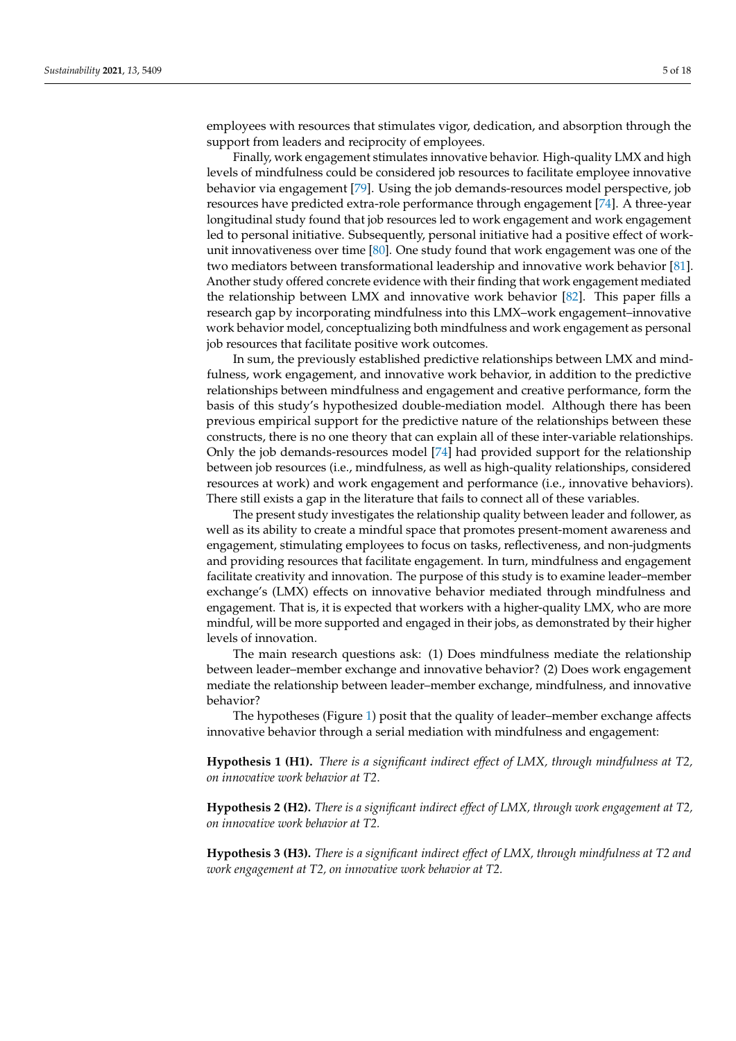employees with resources that stimulates vigor, dedication, and absorption through the support from leaders and reciprocity of employees.

Finally, work engagement stimulates innovative behavior. High-quality LMX and high levels of mindfulness could be considered job resources to facilitate employee innovative behavior via engagement [79]. Using the job demands-resources model perspective, job resources have predicted extra-role performance through engagement [74]. A three-year longitudinal study found that job resources led to work engagement and work engagement led to personal initiative. Subsequently, personal initiative had a positive effect of work-unit innovativeness over time [80]. One study found that work engagement was one of the two mediators between transformational leadership and innovative work behavior [81]. Another study offered concrete evidence with their finding that work engagement mediated the relationship between LMX and innovative work behavior [82]. This paper fills a research gap by incorporating mindfulness into this LMX–work engagement–innovative work behavior model, conceptualizing both mindfulness and work engagement as personal job resources that facilitate positive work outcomes.

In sum, the previously established predictive relationships between LMX and mindfulness, work engagement, and innovative work behavior, in addition to the predictive relationships between mindfulness and engagement and creative performance, form the basis of this study's hypothesized double-mediation model. Although there has been previous empirical support for the predictive nature of the relationships between these constructs, there is no one theory that can explain all of these inter-variable relationships. Only the job demands-resources model [74] had provided support for the relationship between job resources (i.e., mindfulness, as well as high-quality relationships, considered resources at work) and work engagement and performance (i.e., innovative behaviors). There still exists a gap in the literature that fails to connect all of these variables.

The present study investigates the relationship quality between leader and follower, as well as its ability to create a mindful space that promotes present-moment awareness and engagement, stimulating employees to focus on tasks, reflectiveness, and non-judgments and providing resources that facilitate engagement. In turn, mindfulness and engagement facilitate creativity and innovation. The purpose of this study is to examine leader–member exchange's (LMX) effects on innovative behavior mediated through mindfulness and engagement. That is, it is expected that workers with a higher-quality LMX, who are more mindful, will be more supported and engaged in their jobs, as demonstrated by their higher levels of innovation.

The main research questions ask: (1) Does mindfulness mediate the relationship between leader–member exchange and innovative behavior? (2) Does work engagement mediate the relationship between leader–member exchange, mindfulness, and innovative behavior?

The hypotheses (Figure 1) posit that the quality of leader–member exchange affects innovative behavior through a serial mediation with mindfulness and engagement:

**Hypothesis 1 (H1).** *There is a significant indirect effect of LMX, through mindfulness at T2, on innovative work behavior at T2.*

**Hypothesis 2 (H2).** *There is a significant indirect effect of LMX, through work engagement at T2, on innovative work behavior at T2.*

**Hypothesis 3 (H3).** *There is a significant indirect effect of LMX, through mindfulness at T2 and work engagement at T2, on innovative work behavior at T2.*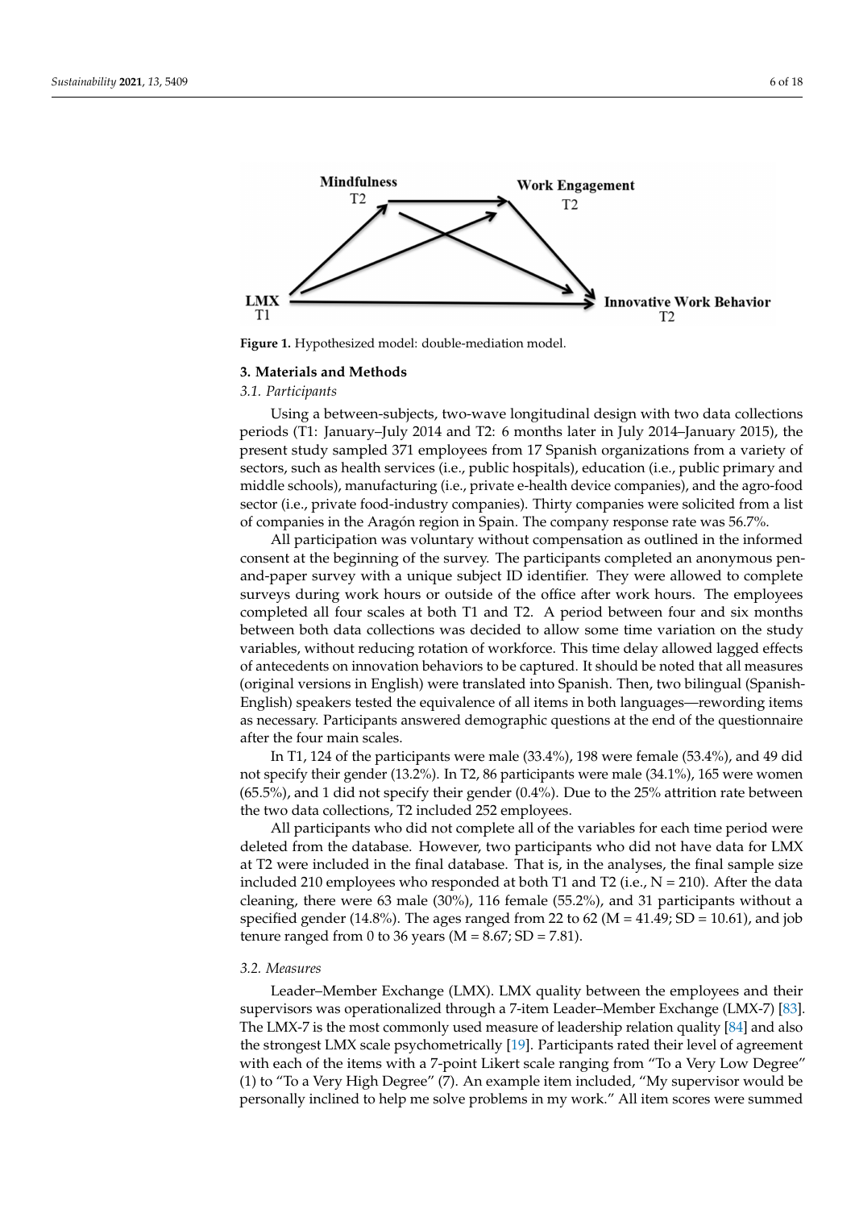Figure 1. Hypothesized model: double-mediation model.

## 3. Materials and Methods

### 3.1. Participants

Using a between-subjects, two-wave longitudinal design with two data collections periods (T1: January–July 2014 and T2: 6 months later in July 2014–January 2015), the present study sampled 371 employees from 17 Spanish organizations from a variety of sectors, such as health services (i.e., public hospitals), education (i.e., public primary and middle schools), manufacturing (i.e., private e-health device companies), and the agro-food sector (i.e., private food-industry companies). Thirty companies were solicited from a list of companies in the Aragón region in Spain. The company response rate was 56.7%.

All participation was voluntary without compensation as outlined in the informed consent at the beginning of the survey. The participants completed an anonymous pen-and-paper survey with a unique subject ID identifier. They were allowed to complete surveys during work hours or outside of the office after work hours. The employees completed all four scales at both T1 and T2. A period between four and six months between both data collections was decided to allow some time variation on the study variables, without reducing rotation of workforce. This time delay allowed lagged effects of antecedents on innovation behaviors to be captured. It should be noted that all measures (original versions in English) were translated into Spanish. Then, two bilingual (Spanish-English) speakers tested the equivalence of all items in both languages—rewording items as necessary. Participants answered demographic questions at the end of the questionnaire after the four main scales.

In T1, 124 of the participants were male (33.4%), 198 were female (53.4%), and 49 did not specify their gender (13.2%). In T2, 86 participants were male (34.1%), 165 were women (65.5%), and 1 did not specify their gender (0.4%). Due to the 25% attrition rate between the two data collections, T2 included 252 employees.

All participants who did not complete all of the variables for each time period were deleted from the database. However, two participants who did not have data for LMX at T2 were included in the final database. That is, in the analyses, the final sample size included 210 employees who responded at both T1 and T2 (i.e., N = 210). After the data cleaning, there were 63 male (30%), 116 female (55.2%), and 31 participants without a specified gender (14.8%). The ages ranged from 22 to 62 (M = 41.49; SD = 10.61), and job tenure ranged from 0 to 36 years (M = 8.67; SD = 7.81).

### 3.2. Measures

Leader–Member Exchange (LMX). LMX quality between the employees and their supervisors was operationalized through a 7-item Leader–Member Exchange (LMX-7) [83]. The LMX-7 is the most commonly used measure of leadership relation quality [84] and also the strongest LMX scale psychometrically [19]. Participants rated their level of agreement with each of the items with a 7-point Likert scale ranging from "To a Very Low Degree" (1) to "To a Very High Degree" (7). An example item included, "My supervisor would be personally inclined to help me solve problems in my work." All item scores were summed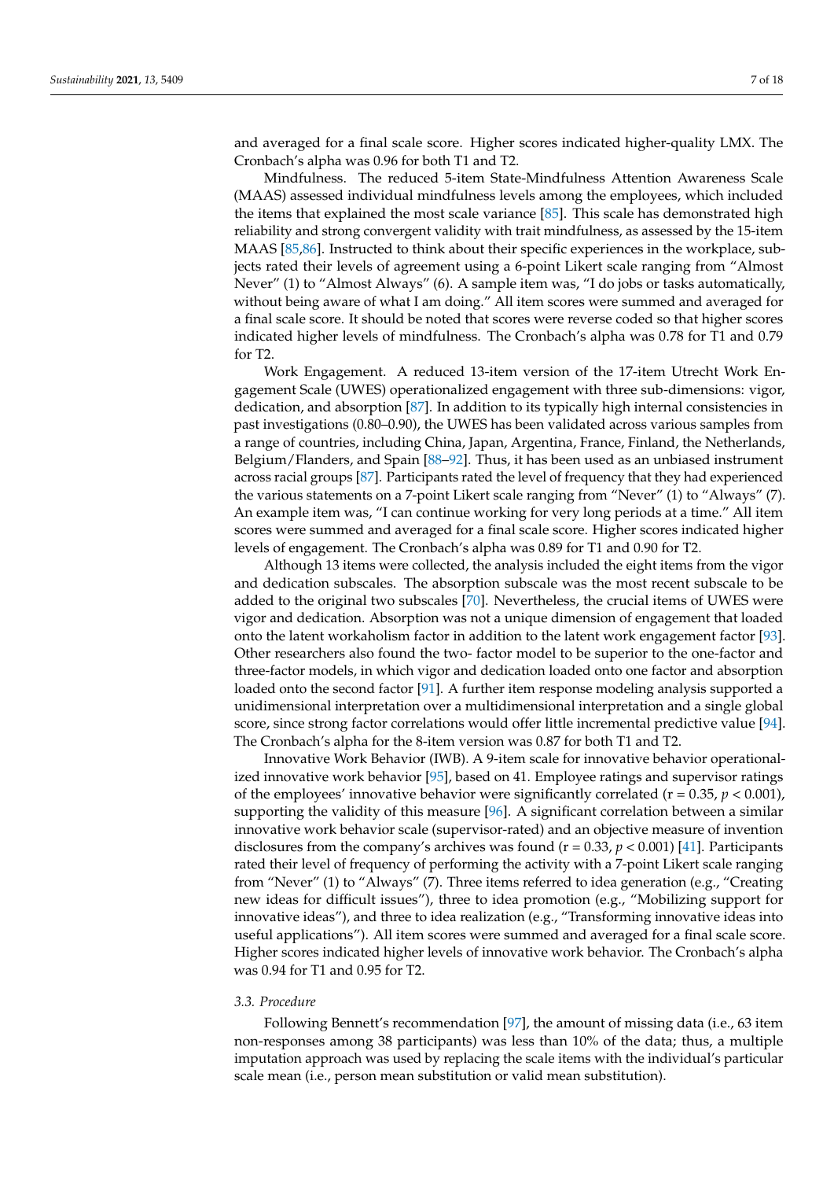and averaged for a final scale score. Higher scores indicated higher-quality LMX. The Cronbach's alpha was 0.96 for both T1 and T2.

Mindfulness. The reduced 5-item State-Mindfulness Attention Awareness Scale (MAAS) assessed individual mindfulness levels among the employees, which included the items that explained the most scale variance [85]. This scale has demonstrated high reliability and strong convergent validity with trait mindfulness, as assessed by the 15-item MAAS [85,86]. Instructed to think about their specific experiences in the workplace, subjects rated their levels of agreement using a 6-point Likert scale ranging from "Almost Never" (1) to "Almost Always" (6). A sample item was, "I do jobs or tasks automatically, without being aware of what I am doing." All item scores were summed and averaged for a final scale score. It should be noted that scores were reverse coded so that higher scores indicated higher levels of mindfulness. The Cronbach's alpha was 0.78 for T1 and 0.79 for T2.

Work Engagement. A reduced 13-item version of the 17-item Utrecht Work Engagement Scale (UWES) operationalized engagement with three sub-dimensions: vigor, dedication, and absorption [87]. In addition to its typically high internal consistencies in past investigations (0.80–0.90), the UWES has been validated across various samples from a range of countries, including China, Japan, Argentina, France, Finland, the Netherlands, Belgium/Flanders, and Spain [88–92]. Thus, it has been used as an unbiased instrument across racial groups [87]. Participants rated the level of frequency that they had experienced the various statements on a 7-point Likert scale ranging from "Never" (1) to "Always" (7). An example item was, "I can continue working for very long periods at a time." All item scores were summed and averaged for a final scale score. Higher scores indicated higher levels of engagement. The Cronbach's alpha was 0.89 for T1 and 0.90 for T2.

Although 13 items were collected, the analysis included the eight items from the vigor and dedication subscales. The absorption subscale was the most recent subscale to be added to the original two subscales [70]. Nevertheless, the crucial items of UWES were vigor and dedication. Absorption was not a unique dimension of engagement that loaded onto the latent workaholism factor in addition to the latent work engagement factor [93]. Other researchers also found the two- factor model to be superior to the one-factor and three-factor models, in which vigor and dedication loaded onto one factor and absorption loaded onto the second factor [91]. A further item response modeling analysis supported a unidimensional interpretation over a multidimensional interpretation and a single global score, since strong factor correlations would offer little incremental predictive value [94]. The Cronbach's alpha for the 8-item version was 0.87 for both T1 and T2.

Innovative Work Behavior (IWB). A 9-item scale for innovative behavior operationalized innovative work behavior [95], based on 41. Employee ratings and supervisor ratings of the employees' innovative behavior were significantly correlated ($r = 0.35$, $p < 0.001$), supporting the validity of this measure [96]. A significant correlation between a similar innovative work behavior scale (supervisor-rated) and an objective measure of invention disclosures from the company's archives was found ($r = 0.33$, $p < 0.001$) [41]. Participants rated their level of frequency of performing the activity with a 7-point Likert scale ranging from "Never" (1) to "Always" (7). Three items referred to idea generation (e.g., "Creating new ideas for difficult issues"), three to idea promotion (e.g., "Mobilizing support for innovative ideas"), and three to idea realization (e.g., "Transforming innovative ideas into useful applications"). All item scores were summed and averaged for a final scale score. Higher scores indicated higher levels of innovative work behavior. The Cronbach's alpha was 0.94 for T1 and 0.95 for T2.

### *3.3. Procedure*

Following Bennett's recommendation [97], the amount of missing data (i.e., 63 item non-responses among 38 participants) was less than 10% of the data; thus, a multiple imputation approach was used by replacing the scale items with the individual's particular scale mean (i.e., person mean substitution or valid mean substitution).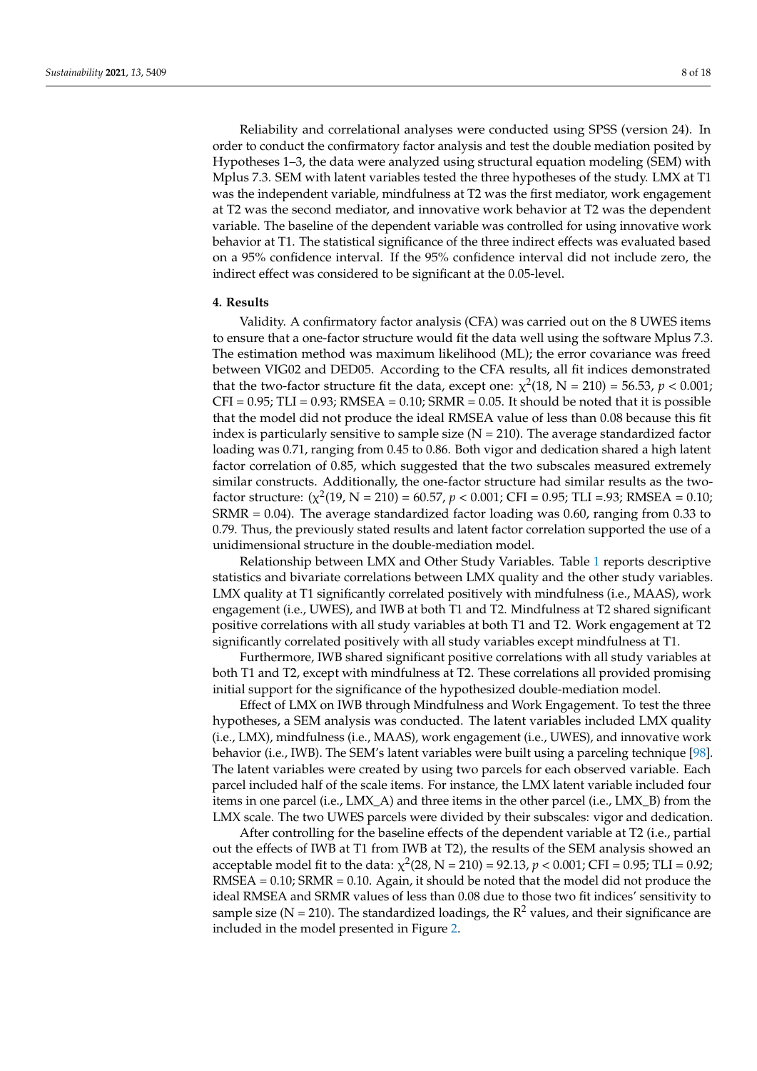Reliability and correlational analyses were conducted using SPSS (version 24). In order to conduct the confirmatory factor analysis and test the double mediation posited by Hypotheses 1–3, the data were analyzed using structural equation modeling (SEM) with Mplus 7.3. SEM with latent variables tested the three hypotheses of the study. LMX at T1 was the independent variable, mindfulness at T2 was the first mediator, work engagement at T2 was the second mediator, and innovative work behavior at T2 was the dependent variable. The baseline of the dependent variable was controlled for using innovative work behavior at T1. The statistical significance of the three indirect effects was evaluated based on a 95% confidence interval. If the 95% confidence interval did not include zero, the indirect effect was considered to be significant at the 0.05-level.

## 4. Results

Validity. A confirmatory factor analysis (CFA) was carried out on the 8 UWES items to ensure that a one-factor structure would fit the data well using the software Mplus 7.3. The estimation method was maximum likelihood (ML); the error covariance was freed between VIG02 and DED05. According to the CFA results, all fit indices demonstrated that the two-factor structure fit the data, except one: $\chi^2(18, N = 210) = 56.53$, $p < 0.001$; CFI = 0.95; TLI = 0.93; RMSEA = 0.10; SRMR = 0.05. It should be noted that it is possible that the model did not produce the ideal RMSEA value of less than 0.08 because this fit index is particularly sensitive to sample size (N = 210). The average standardized factor loading was 0.71, ranging from 0.45 to 0.86. Both vigor and dedication shared a high latent factor correlation of 0.85, which suggested that the two subscales measured extremely similar constructs. Additionally, the one-factor structure had similar results as the two-factor structure: ($\chi^2(19, N = 210) = 60.57$, $p < 0.001$; CFI = 0.95; TLI =.93; RMSEA = 0.10; SRMR = 0.04). The average standardized factor loading was 0.60, ranging from 0.33 to 0.79. Thus, the previously stated results and latent factor correlation supported the use of a unidimensional structure in the double-mediation model.

Relationship between LMX and Other Study Variables. Table 1 reports descriptive statistics and bivariate correlations between LMX quality and the other study variables. LMX quality at T1 significantly correlated positively with mindfulness (i.e., MAAS), work engagement (i.e., UWES), and IWB at both T1 and T2. Mindfulness at T2 shared significant positive correlations with all study variables at both T1 and T2. Work engagement at T2 significantly correlated positively with all study variables except mindfulness at T1.

Furthermore, IWB shared significant positive correlations with all study variables at both T1 and T2, except with mindfulness at T2. These correlations all provided promising initial support for the significance of the hypothesized double-mediation model.

Effect of LMX on IWB through Mindfulness and Work Engagement. To test the three hypotheses, a SEM analysis was conducted. The latent variables included LMX quality (i.e., LMX), mindfulness (i.e., MAAS), work engagement (i.e., UWES), and innovative work behavior (i.e., IWB). The SEM's latent variables were built using a parceling technique [98]. The latent variables were created by using two parcels for each observed variable. Each parcel included half of the scale items. For instance, the LMX latent variable included four items in one parcel (i.e., LMX_A) and three items in the other parcel (i.e., LMX_B) from the LMX scale. The two UWES parcels were divided by their subscales: vigor and dedication.

After controlling for the baseline effects of the dependent variable at T2 (i.e., partial out the effects of IWB at T1 from IWB at T2), the results of the SEM analysis showed an acceptable model fit to the data: $\chi^2(28, N = 210) = 92.13$, $p < 0.001$; CFI = 0.95; TLI = 0.92; RMSEA = 0.10; SRMR = 0.10. Again, it should be noted that the model did not produce the ideal RMSEA and SRMR values of less than 0.08 due to those two fit indices' sensitivity to sample size (N = 210). The standardized loadings, the $R^2$ values, and their significance are included in the model presented in Figure 2.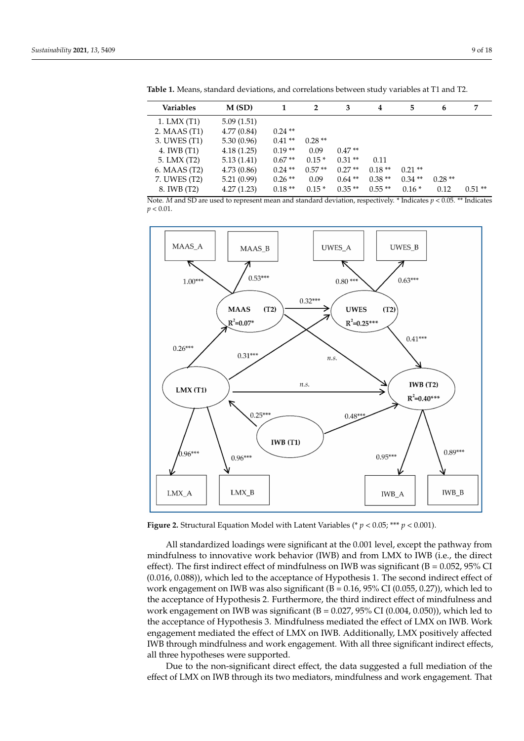**Table 1.** Means, standard deviations, and correlations between study variables at T1 and T2.

| Variables | M (SD) | 1 | 2 | 3 | 4 | 5 | 6 | 7 |
|---|---|---|---|---|---|---|---|---|
| 1. LMX (T1) | 5.09 (1.51) | | | | | | | |
| 2. MAAS (T1) | 4.77 (0.84) | 0.24 ** | | | | | | |
| 3. UWES (T1) | 5.30 (0.96) | 0.41 ** | 0.28 ** | | | | | |
| 4. IWB (T1) | 4.18 (1.25) | 0.19 ** | 0.09 | 0.47 ** | | | | |
| 5. LMX (T2) | 5.13 (1.41) | 0.67 ** | 0.15 * | 0.31 ** | 0.11 | | | |
| 6. MAAS (T2) | 4.73 (0.86) | 0.24 ** | 0.57 ** | 0.27 ** | 0.18 ** | 0.21 ** | | |
| 7. UWES (T2) | 5.21 (0.99) | 0.26 ** | 0.09 | 0.64 ** | 0.38 ** | 0.34 ** | 0.28 ** | |
| 8. IWB (T2) | 4.27 (1.23) | 0.18 ** | 0.15 * | 0.35 ** | 0.55 ** | 0.16 * | 0.12 | 0.51 ** |

Note. *M* and SD are used to represent mean and standard deviation, respectively. * Indicates $p < 0.05$. ** Indicates $p < 0.01$.

**Figure 2.** Structural Equation Model with Latent Variables (* $p < 0.05$; *** $p < 0.001$).

All standardized loadings were significant at the 0.001 level, except the pathway from mindfulness to innovative work behavior (IWB) and from LMX to IWB (i.e., the direct effect). The first indirect effect of mindfulness on IWB was significant (B = 0.052, 95% CI (0.016, 0.088)), which led to the acceptance of Hypothesis 1. The second indirect effect of work engagement on IWB was also significant (B = 0.16, 95% CI (0.055, 0.27)), which led to the acceptance of Hypothesis 2. Furthermore, the third indirect effect of mindfulness and work engagement on IWB was significant (B = 0.027, 95% CI (0.004, 0.050)), which led to the acceptance of Hypothesis 3. Mindfulness mediated the effect of LMX on IWB. Work engagement mediated the effect of LMX on IWB. Additionally, LMX positively affected IWB through mindfulness and work engagement. With all three significant indirect effects, all three hypotheses were supported.

Due to the non-significant direct effect, the data suggested a full mediation of the effect of LMX on IWB through its two mediators, mindfulness and work engagement. That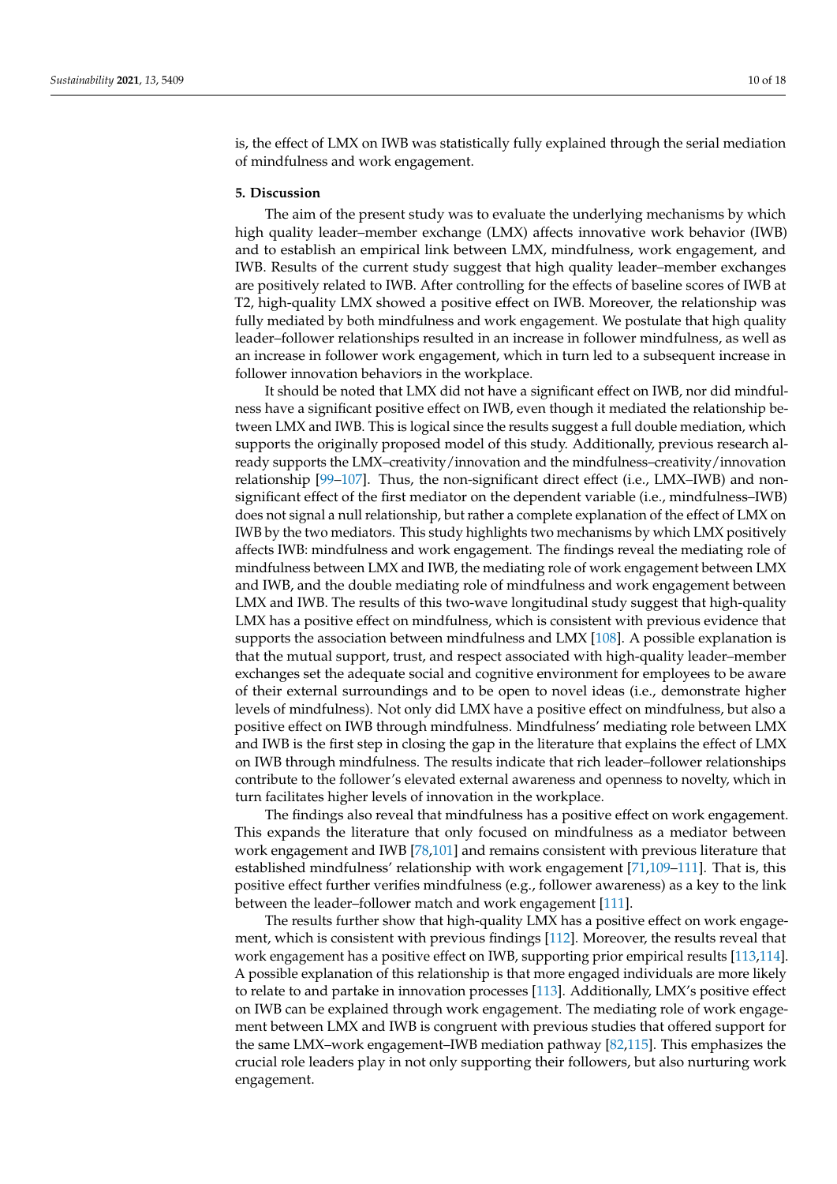is, the effect of LMX on IWB was statistically fully explained through the serial mediation of mindfulness and work engagement.

## 5. Discussion

The aim of the present study was to evaluate the underlying mechanisms by which high quality leader–member exchange (LMX) affects innovative work behavior (IWB) and to establish an empirical link between LMX, mindfulness, work engagement, and IWB. Results of the current study suggest that high quality leader–member exchanges are positively related to IWB. After controlling for the effects of baseline scores of IWB at T2, high-quality LMX showed a positive effect on IWB. Moreover, the relationship was fully mediated by both mindfulness and work engagement. We postulate that high quality leader–follower relationships resulted in an increase in follower mindfulness, as well as an increase in follower work engagement, which in turn led to a subsequent increase in follower innovation behaviors in the workplace.

It should be noted that LMX did not have a significant effect on IWB, nor did mindfulness have a significant positive effect on IWB, even though it mediated the relationship between LMX and IWB. This is logical since the results suggest a full double mediation, which supports the originally proposed model of this study. Additionally, previous research already supports the LMX–creativity/innovation and the mindfulness–creativity/innovation relationship [99–107]. Thus, the non-significant direct effect (i.e., LMX–IWB) and non-significant effect of the first mediator on the dependent variable (i.e., mindfulness–IWB) does not signal a null relationship, but rather a complete explanation of the effect of LMX on IWB by the two mediators. This study highlights two mechanisms by which LMX positively affects IWB: mindfulness and work engagement. The findings reveal the mediating role of mindfulness between LMX and IWB, the mediating role of work engagement between LMX and IWB, and the double mediating role of mindfulness and work engagement between LMX and IWB. The results of this two-wave longitudinal study suggest that high-quality LMX has a positive effect on mindfulness, which is consistent with previous evidence that supports the association between mindfulness and LMX [108]. A possible explanation is that the mutual support, trust, and respect associated with high-quality leader–member exchanges set the adequate social and cognitive environment for employees to be aware of their external surroundings and to be open to novel ideas (i.e., demonstrate higher levels of mindfulness). Not only did LMX have a positive effect on mindfulness, but also a positive effect on IWB through mindfulness. Mindfulness' mediating role between LMX and IWB is the first step in closing the gap in the literature that explains the effect of LMX on IWB through mindfulness. The results indicate that rich leader–follower relationships contribute to the follower's elevated external awareness and openness to novelty, which in turn facilitates higher levels of innovation in the workplace.

The findings also reveal that mindfulness has a positive effect on work engagement. This expands the literature that only focused on mindfulness as a mediator between work engagement and IWB [78,101] and remains consistent with previous literature that established mindfulness' relationship with work engagement [71,109–111]. That is, this positive effect further verifies mindfulness (e.g., follower awareness) as a key to the link between the leader–follower match and work engagement [111].

The results further show that high-quality LMX has a positive effect on work engagement, which is consistent with previous findings [112]. Moreover, the results reveal that work engagement has a positive effect on IWB, supporting prior empirical results [113,114]. A possible explanation of this relationship is that more engaged individuals are more likely to relate to and partake in innovation processes [113]. Additionally, LMX's positive effect on IWB can be explained through work engagement. The mediating role of work engagement between LMX and IWB is congruent with previous studies that offered support for the same LMX–work engagement–IWB mediation pathway [82,115]. This emphasizes the crucial role leaders play in not only supporting their followers, but also nurturing work engagement.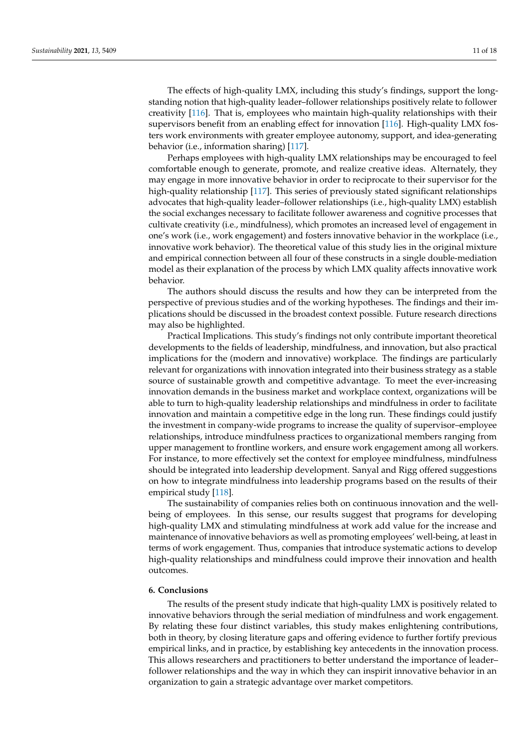The effects of high-quality LMX, including this study's findings, support the long-standing notion that high-quality leader–follower relationships positively relate to follower creativity [116]. That is, employees who maintain high-quality relationships with their supervisors benefit from an enabling effect for innovation [116]. High-quality LMX fosters work environments with greater employee autonomy, support, and idea-generating behavior (i.e., information sharing) [117].

Perhaps employees with high-quality LMX relationships may be encouraged to feel comfortable enough to generate, promote, and realize creative ideas. Alternately, they may engage in more innovative behavior in order to reciprocate to their supervisor for the high-quality relationship [117]. This series of previously stated significant relationships advocates that high-quality leader–follower relationships (i.e., high-quality LMX) establish the social exchanges necessary to facilitate follower awareness and cognitive processes that cultivate creativity (i.e., mindfulness), which promotes an increased level of engagement in one's work (i.e., work engagement) and fosters innovative behavior in the workplace (i.e., innovative work behavior). The theoretical value of this study lies in the original mixture and empirical connection between all four of these constructs in a single double-mediation model as their explanation of the process by which LMX quality affects innovative work behavior.

The authors should discuss the results and how they can be interpreted from the perspective of previous studies and of the working hypotheses. The findings and their implications should be discussed in the broadest context possible. Future research directions may also be highlighted.

Practical Implications. This study's findings not only contribute important theoretical developments to the fields of leadership, mindfulness, and innovation, but also practical implications for the (modern and innovative) workplace. The findings are particularly relevant for organizations with innovation integrated into their business strategy as a stable source of sustainable growth and competitive advantage. To meet the ever-increasing innovation demands in the business market and workplace context, organizations will be able to turn to high-quality leadership relationships and mindfulness in order to facilitate innovation and maintain a competitive edge in the long run. These findings could justify the investment in company-wide programs to increase the quality of supervisor–employee relationships, introduce mindfulness practices to organizational members ranging from upper management to frontline workers, and ensure work engagement among all workers. For instance, to more effectively set the context for employee mindfulness, mindfulness should be integrated into leadership development. Sanyal and Rigg offered suggestions on how to integrate mindfulness into leadership programs based on the results of their empirical study [118].

The sustainability of companies relies both on continuous innovation and the well-being of employees. In this sense, our results suggest that programs for developing high-quality LMX and stimulating mindfulness at work add value for the increase and maintenance of innovative behaviors as well as promoting employees' well-being, at least in terms of work engagement. Thus, companies that introduce systematic actions to develop high-quality relationships and mindfulness could improve their innovation and health outcomes.

## 6. Conclusions

The results of the present study indicate that high-quality LMX is positively related to innovative behaviors through the serial mediation of mindfulness and work engagement. By relating these four distinct variables, this study makes enlightening contributions, both in theory, by closing literature gaps and offering evidence to further fortify previous empirical links, and in practice, by establishing key antecedents in the innovation process. This allows researchers and practitioners to better understand the importance of leader–follower relationships and the way in which they can inspirit innovative behavior in an organization to gain a strategic advantage over market competitors.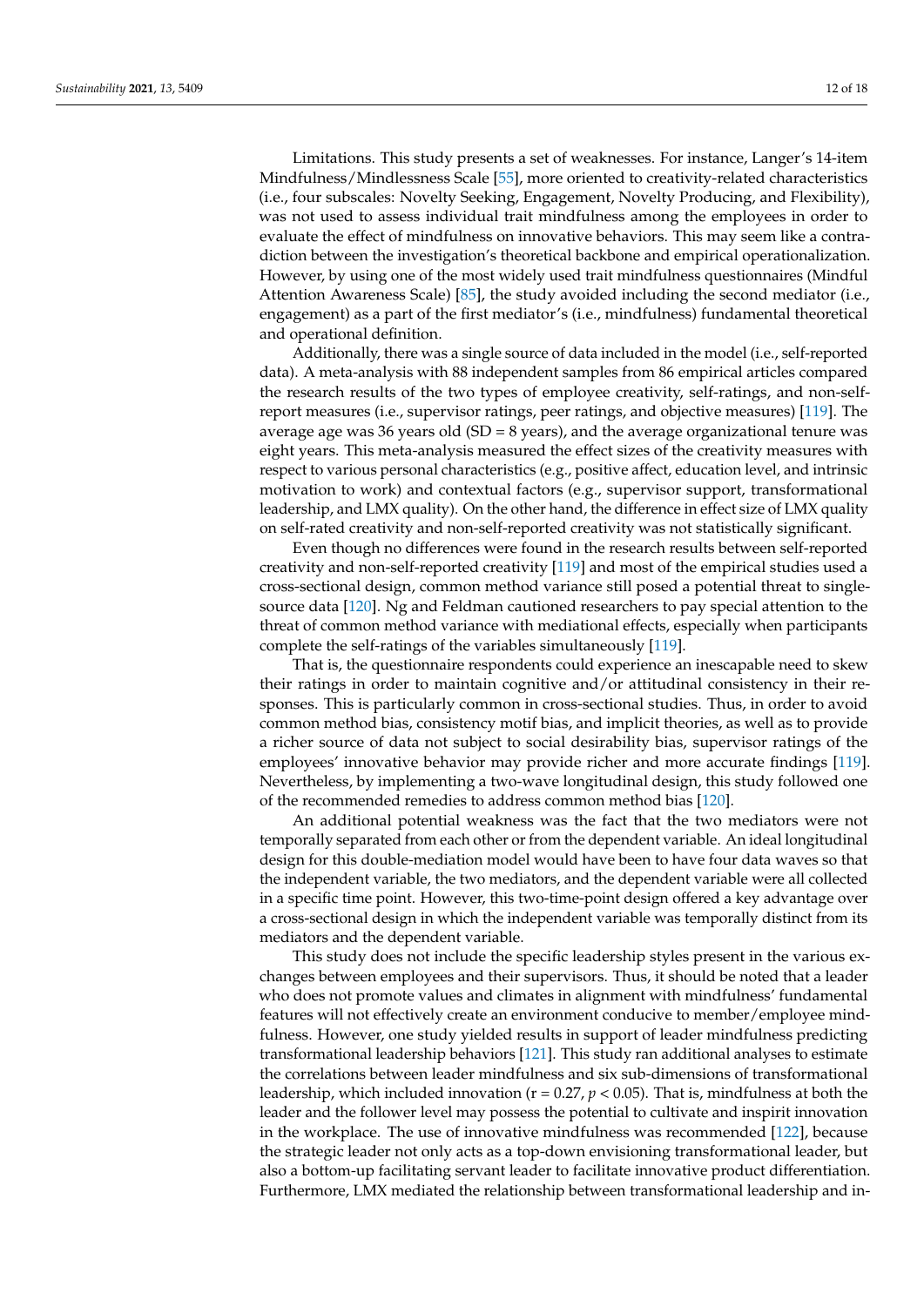Limitations. This study presents a set of weaknesses. For instance, Langer's 14-item Mindfulness/Mindlessness Scale [55], more oriented to creativity-related characteristics (i.e., four subscales: Novelty Seeking, Engagement, Novelty Producing, and Flexibility), was not used to assess individual trait mindfulness among the employees in order to evaluate the effect of mindfulness on innovative behaviors. This may seem like a contradiction between the investigation's theoretical backbone and empirical operationalization. However, by using one of the most widely used trait mindfulness questionnaires (Mindful Attention Awareness Scale) [85], the study avoided including the second mediator (i.e., engagement) as a part of the first mediator's (i.e., mindfulness) fundamental theoretical and operational definition.

Additionally, there was a single source of data included in the model (i.e., self-reported data). A meta-analysis with 88 independent samples from 86 empirical articles compared the research results of the two types of employee creativity, self-ratings, and non-self-report measures (i.e., supervisor ratings, peer ratings, and objective measures) [119]. The average age was 36 years old (SD = 8 years), and the average organizational tenure was eight years. This meta-analysis measured the effect sizes of the creativity measures with respect to various personal characteristics (e.g., positive affect, education level, and intrinsic motivation to work) and contextual factors (e.g., supervisor support, transformational leadership, and LMX quality). On the other hand, the difference in effect size of LMX quality on self-rated creativity and non-self-reported creativity was not statistically significant.

Even though no differences were found in the research results between self-reported creativity and non-self-reported creativity [119] and most of the empirical studies used a cross-sectional design, common method variance still posed a potential threat to single-source data [120]. Ng and Feldman cautioned researchers to pay special attention to the threat of common method variance with mediational effects, especially when participants complete the self-ratings of the variables simultaneously [119].

That is, the questionnaire respondents could experience an inescapable need to skew their ratings in order to maintain cognitive and/or attitudinal consistency in their responses. This is particularly common in cross-sectional studies. Thus, in order to avoid common method bias, consistency motif bias, and implicit theories, as well as to provide a richer source of data not subject to social desirability bias, supervisor ratings of the employees' innovative behavior may provide richer and more accurate findings [119]. Nevertheless, by implementing a two-wave longitudinal design, this study followed one of the recommended remedies to address common method bias [120].

An additional potential weakness was the fact that the two mediators were not temporally separated from each other or from the dependent variable. An ideal longitudinal design for this double-mediation model would have been to have four data waves so that the independent variable, the two mediators, and the dependent variable were all collected in a specific time point. However, this two-time-point design offered a key advantage over a cross-sectional design in which the independent variable was temporally distinct from its mediators and the dependent variable.

This study does not include the specific leadership styles present in the various exchanges between employees and their supervisors. Thus, it should be noted that a leader who does not promote values and climates in alignment with mindfulness' fundamental features will not effectively create an environment conducive to member/employee mindfulness. However, one study yielded results in support of leader mindfulness predicting transformational leadership behaviors [121]. This study ran additional analyses to estimate the correlations between leader mindfulness and six sub-dimensions of transformational leadership, which included innovation ($r = 0.27$, $p < 0.05$). That is, mindfulness at both the leader and the follower level may possess the potential to cultivate and inspirit innovation in the workplace. The use of innovative mindfulness was recommended [122], because the strategic leader not only acts as a top-down envisioning transformational leader, but also a bottom-up facilitating servant leader to facilitate innovative product differentiation. Furthermore, LMX mediated the relationship between transformational leadership and in-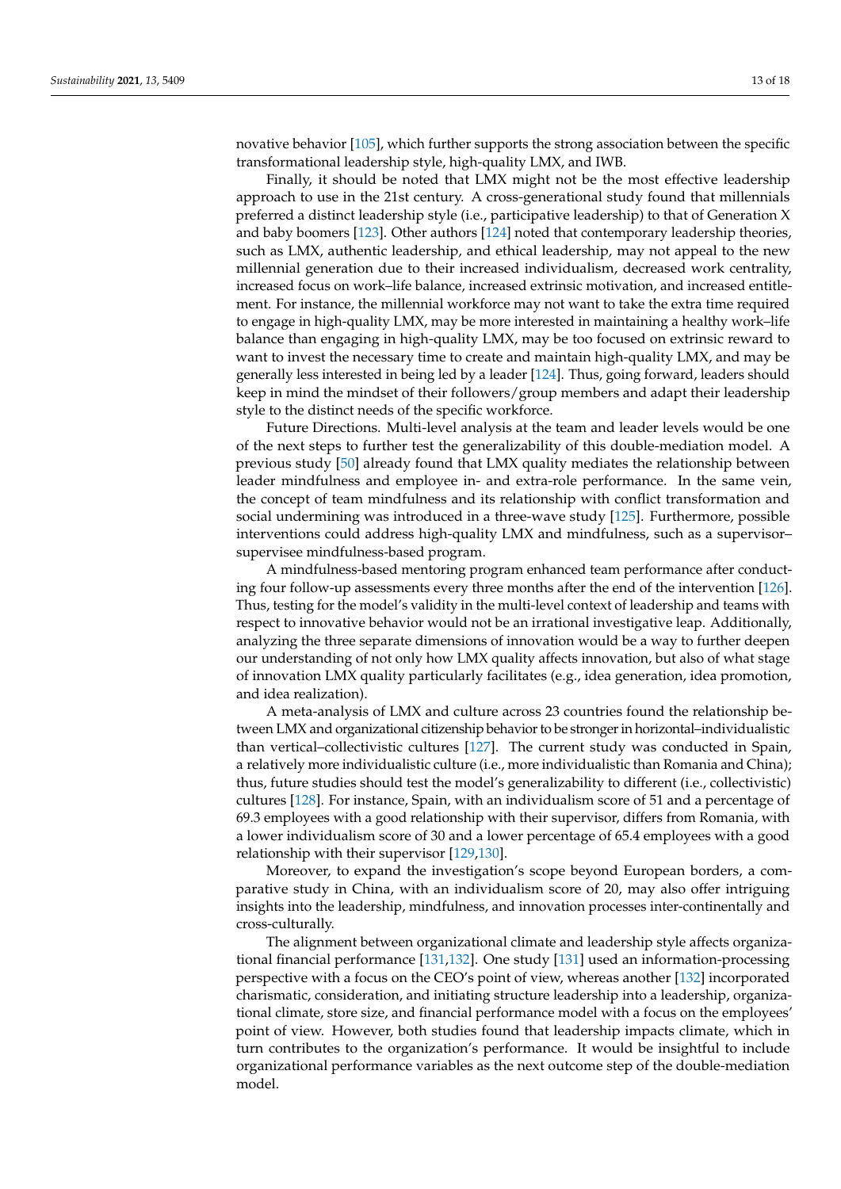novative behavior [105], which further supports the strong association between the specific transformational leadership style, high-quality LMX, and IWB.

Finally, it should be noted that LMX might not be the most effective leadership approach to use in the 21st century. A cross-generational study found that millennials preferred a distinct leadership style (i.e., participative leadership) to that of Generation X and baby boomers [123]. Other authors [124] noted that contemporary leadership theories, such as LMX, authentic leadership, and ethical leadership, may not appeal to the new millennial generation due to their increased individualism, decreased work centrality, increased focus on work–life balance, increased extrinsic motivation, and increased entitlement. For instance, the millennial workforce may not want to take the extra time required to engage in high-quality LMX, may be more interested in maintaining a healthy work–life balance than engaging in high-quality LMX, may be too focused on extrinsic reward to want to invest the necessary time to create and maintain high-quality LMX, and may be generally less interested in being led by a leader [124]. Thus, going forward, leaders should keep in mind the mindset of their followers/group members and adapt their leadership style to the distinct needs of the specific workforce.

Future Directions. Multi-level analysis at the team and leader levels would be one of the next steps to further test the generalizability of this double-mediation model. A previous study [50] already found that LMX quality mediates the relationship between leader mindfulness and employee in- and extra-role performance. In the same vein, the concept of team mindfulness and its relationship with conflict transformation and social undermining was introduced in a three-wave study [125]. Furthermore, possible interventions could address high-quality LMX and mindfulness, such as a supervisor–supervisee mindfulness-based program.

A mindfulness-based mentoring program enhanced team performance after conducting four follow-up assessments every three months after the end of the intervention [126]. Thus, testing for the model's validity in the multi-level context of leadership and teams with respect to innovative behavior would not be an irrational investigative leap. Additionally, analyzing the three separate dimensions of innovation would be a way to further deepen our understanding of not only how LMX quality affects innovation, but also of what stage of innovation LMX quality particularly facilitates (e.g., idea generation, idea promotion, and idea realization).

A meta-analysis of LMX and culture across 23 countries found the relationship between LMX and organizational citizenship behavior to be stronger in horizontal–individualistic than vertical–collectivistic cultures [127]. The current study was conducted in Spain, a relatively more individualistic culture (i.e., more individualistic than Romania and China); thus, future studies should test the model's generalizability to different (i.e., collectivistic) cultures [128]. For instance, Spain, with an individualism score of 51 and a percentage of 69.3 employees with a good relationship with their supervisor, differs from Romania, with a lower individualism score of 30 and a lower percentage of 65.4 employees with a good relationship with their supervisor [129,130].

Moreover, to expand the investigation's scope beyond European borders, a comparative study in China, with an individualism score of 20, may also offer intriguing insights into the leadership, mindfulness, and innovation processes inter-continentally and cross-culturally.

The alignment between organizational climate and leadership style affects organizational financial performance [131,132]. One study [131] used an information-processing perspective with a focus on the CEO's point of view, whereas another [132] incorporated charismatic, consideration, and initiating structure leadership into a leadership, organizational climate, store size, and financial performance model with a focus on the employees' point of view. However, both studies found that leadership impacts climate, which in turn contributes to the organization's performance. It would be insightful to include organizational performance variables as the next outcome step of the double-mediation model.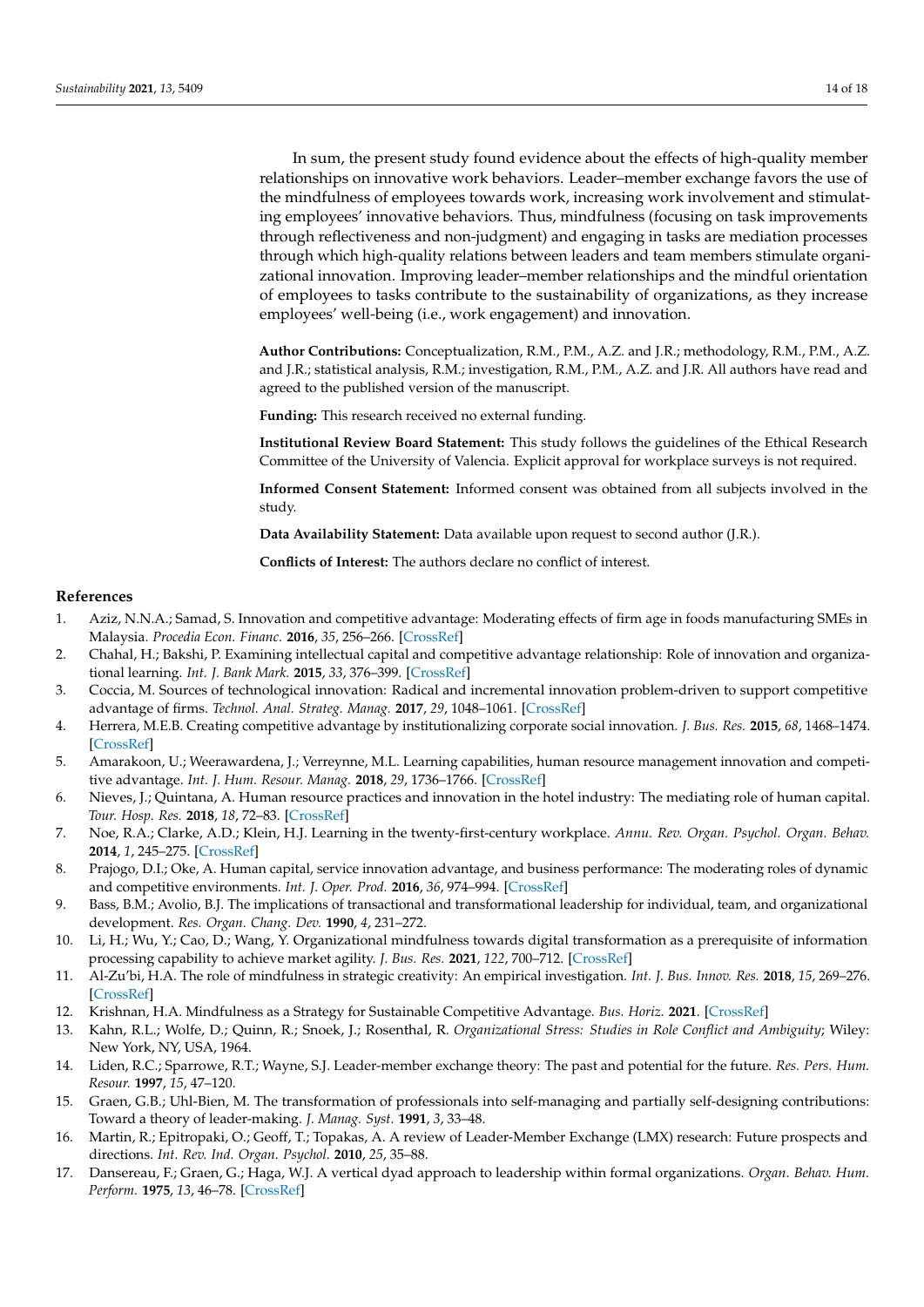In sum, the present study found evidence about the effects of high-quality member relationships on innovative work behaviors. Leader–member exchange favors the use of the mindfulness of employees towards work, increasing work involvement and stimulating employees' innovative behaviors. Thus, mindfulness (focusing on task improvements through reflectiveness and non-judgment) and engaging in tasks are mediation processes through which high-quality relations between leaders and team members stimulate organizational innovation. Improving leader–member relationships and the mindful orientation of employees to tasks contribute to the sustainability of organizations, as they increase employees' well-being (i.e., work engagement) and innovation.

**Author Contributions:** Conceptualization, R.M., P.M., A.Z. and J.R.; methodology, R.M., P.M., A.Z. and J.R.; statistical analysis, R.M.; investigation, R.M., P.M., A.Z. and J.R. All authors have read and agreed to the published version of the manuscript.

**Funding:** This research received no external funding.

**Institutional Review Board Statement:** This study follows the guidelines of the Ethical Research Committee of the University of Valencia. Explicit approval for workplace surveys is not required.

**Informed Consent Statement:** Informed consent was obtained from all subjects involved in the study.

**Data Availability Statement:** Data available upon request to second author (J.R.).

**Conflicts of Interest:** The authors declare no conflict of interest.

## References

1. Aziz, N.N.A.; Samad, S. Innovation and competitive advantage: Moderating effects of firm age in foods manufacturing SMEs in Malaysia. *Procedia Econ. Financ.* **2016**, *35*, 256–266. [CrossRef]
2. Chahal, H.; Bakshi, P. Examining intellectual capital and competitive advantage relationship: Role of innovation and organizational learning. *Int. J. Bank Mark.* **2015**, *33*, 376–399. [CrossRef]
3. Coccia, M. Sources of technological innovation: Radical and incremental innovation problem-driven to support competitive advantage of firms. *Technol. Anal. Strateg. Manag.* **2017**, *29*, 1048–1061. [CrossRef]
4. Herrera, M.E.B. Creating competitive advantage by institutionalizing corporate social innovation. *J. Bus. Res.* **2015**, *68*, 1468–1474. [CrossRef]
5. Amarakoon, U.; Weerawardena, J.; Verreynne, M.L. Learning capabilities, human resource management innovation and competitive advantage. *Int. J. Hum. Resour. Manag.* **2018**, *29*, 1736–1766. [CrossRef]
6. Nieves, J.; Quintana, A. Human resource practices and innovation in the hotel industry: The mediating role of human capital. *Tour. Hosp. Res.* **2018**, *18*, 72–83. [CrossRef]
7. Noe, R.A.; Clarke, A.D.; Klein, H.J. Learning in the twenty-first-century workplace. *Annu. Rev. Organ. Psychol. Organ. Behav.* **2014**, *1*, 245–275. [CrossRef]
8. Prajogo, D.I.; Oke, A. Human capital, service innovation advantage, and business performance: The moderating roles of dynamic and competitive environments. *Int. J. Oper. Prod.* **2016**, *36*, 974–994. [CrossRef]
9. Bass, B.M.; Avolio, B.J. The implications of transactional and transformational leadership for individual, team, and organizational development. *Res. Organ. Chang. Dev.* **1990**, *4*, 231–272.
10. Li, H.; Wu, Y.; Cao, D.; Wang, Y. Organizational mindfulness towards digital transformation as a prerequisite of information processing capability to achieve market agility. *J. Bus. Res.* **2021**, *122*, 700–712. [CrossRef]
11. Al-Zu'bi, H.A. The role of mindfulness in strategic creativity: An empirical investigation. *Int. J. Bus. Innov. Res.* **2018**, *15*, 269–276. [CrossRef]
12. Krishnan, H.A. Mindfulness as a Strategy for Sustainable Competitive Advantage. *Bus. Horiz.* **2021**. [CrossRef]
13. Kahn, R.L.; Wolfe, D.; Quinn, R.; Snoek, J.; Rosenthal, R. *Organizational Stress: Studies in Role Conflict and Ambiguity*; Wiley: New York, NY, USA, 1964.
14. Liden, R.C.; Sparrowe, R.T.; Wayne, S.J. Leader-member exchange theory: The past and potential for the future. *Res. Pers. Hum. Resour.* **1997**, *15*, 47–120.
15. Graen, G.B.; Uhl-Bien, M. The transformation of professionals into self-managing and partially self-designing contributions: Toward a theory of leader-making. *J. Manag. Syst.* **1991**, *3*, 33–48.
16. Martin, R.; Epitropaki, O.; Geoff, T.; Topakas, A. A review of Leader-Member Exchange (LMX) research: Future prospects and directions. *Int. Rev. Ind. Organ. Psychol.* **2010**, *25*, 35–88.
17. Dansereau, F.; Graen, G.; Haga, W.J. A vertical dyad approach to leadership within formal organizations. *Organ. Behav. Hum. Perform.* **1975**, *13*, 46–78. [CrossRef]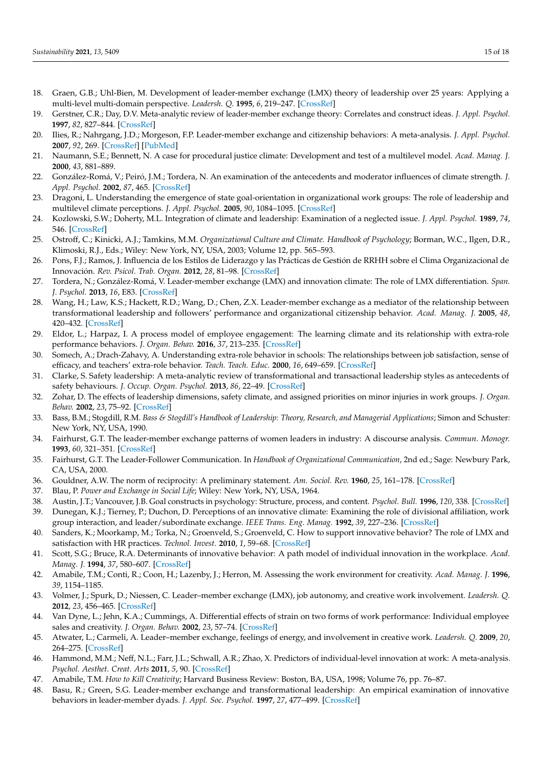18. Graen, G.B.; Uhl-Bien, M. Development of leader-member exchange (LMX) theory of leadership over 25 years: Applying a multi-level multi-domain perspective. *Leadersh. Q.* **1995**, *6*, 219–247. [CrossRef]
19. Gerstner, C.R.; Day, D.V. Meta-analytic review of leader-member exchange theory: Correlates and construct ideas. *J. Appl. Psychol.* **1997**, *82*, 827–844. [CrossRef]
20. Ilies, R.; Nahrgang, J.D.; Morgeson, F.P. Leader-member exchange and citizenship behaviors: A meta-analysis. *J. Appl. Psychol.* **2007**, *92*, 269. [CrossRef] [PubMed]
21. Naumann, S.E.; Bennett, N. A case for procedural justice climate: Development and test of a multilevel model. *Acad. Manag. J.* **2000**, *43*, 881–889.
22. González-Romá, V.; Peiró, J.M.; Tordera, N. An examination of the antecedents and moderator influences of climate strength. *J. Appl. Psychol.* **2002**, *87*, 465. [CrossRef]
23. Dragoni, L. Understanding the emergence of state goal-orientation in organizational work groups: The role of leadership and multilevel climate perceptions. *J. Appl. Psychol.* **2005**, *90*, 1084–1095. [CrossRef]
24. Kozlowski, S.W.; Doherty, M.L. Integration of climate and leadership: Examination of a neglected issue. *J. Appl. Psychol.* **1989**, *74*, 546. [CrossRef]
25. Ostroff, C.; Kinicki, A.J.; Tamkins, M.M. *Organizational Culture and Climate. Handbook of Psychology*; Borman, W.C., Ilgen, D.R., Klimoski, R.J., Eds.; Wiley: New York, NY, USA, 2003; Volume 12, pp. 565–593.
26. Pons, F.J.; Ramos, J. Influencia de los Estilos de Liderazgo y las Prácticas de Gestión de RRHH sobre el Clima Organizacional de Innovación. *Rev. Psicol. Trab. Organ.* **2012**, *28*, 81–98. [CrossRef]
27. Tordera, N.; González-Romá, V. Leader-member exchange (LMX) and innovation climate: The role of LMX differentiation. *Span. J. Psychol.* **2013**, *16*, E83. [CrossRef]
28. Wang, H.; Law, K.S.; Hackett, R.D.; Wang, D.; Chen, Z.X. Leader-member exchange as a mediator of the relationship between transformational leadership and followers' performance and organizational citizenship behavior. *Acad. Manag. J.* **2005**, *48*, 420–432. [CrossRef]
29. Eldor, L.; Harpaz, I. A process model of employee engagement: The learning climate and its relationship with extra-role performance behaviors. *J. Organ. Behav.* **2016**, *37*, 213–235. [CrossRef]
30. Somech, A.; Drach-Zahavy, A. Understanding extra-role behavior in schools: The relationships between job satisfaction, sense of efficacy, and teachers' extra-role behavior. *Teach. Teach. Educ.* **2000**, *16*, 649–659. [CrossRef]
31. Clarke, S. Safety leadership: A meta-analytic review of transformational and transactional leadership styles as antecedents of safety behaviours. *J. Occup. Organ. Psychol.* **2013**, *86*, 22–49. [CrossRef]
32. Zohar, D. The effects of leadership dimensions, safety climate, and assigned priorities on minor injuries in work groups. *J. Organ. Behav.* **2002**, *23*, 75–92. [CrossRef]
33. Bass, B.M.; Stogdill, R.M. *Bass & Stogdill's Handbook of Leadership: Theory, Research, and Managerial Applications*; Simon and Schuster: New York, NY, USA, 1990.
34. Fairhurst, G.T. The leader-member exchange patterns of women leaders in industry: A discourse analysis. *Commun. Monogr.* **1993**, *60*, 321–351. [CrossRef]
35. Fairhurst, G.T. The Leader-Follower Communication. In *Handbook of Organizational Communication*, 2nd ed.; Sage: Newbury Park, CA, USA, 2000.
36. Gouldner, A.W. The norm of reciprocity: A preliminary statement. *Am. Sociol. Rev.* **1960**, *25*, 161–178. [CrossRef]
37. Blau, P. *Power and Exchange in Social Life*; Wiley: New York, NY, USA, 1964.
38. Austin, J.T.; Vancouver, J.B. Goal constructs in psychology: Structure, process, and content. *Psychol. Bull.* **1996**, *120*, 338. [CrossRef]
39. Dunegan, K.J.; Tierney, P.; Duchon, D. Perceptions of an innovative climate: Examining the role of divisional affiliation, work group interaction, and leader/subordinate exchange. *IEEE Trans. Eng. Manag.* **1992**, *39*, 227–236. [CrossRef]
40. Sanders, K.; Moorkamp, M.; Torka, N.; Groenveld, S.; Groenveld, C. How to support innovative behavior? The role of LMX and satisfaction with HR practices. *Technol. Invest.* **2010**, *1*, 59–68. [CrossRef]
41. Scott, S.G.; Bruce, R.A. Determinants of innovative behavior: A path model of individual innovation in the workplace. *Acad. Manag. J.* **1994**, *37*, 580–607. [CrossRef]
42. Amabile, T.M.; Conti, R.; Coon, H.; Lazenby, J.; Herron, M. Assessing the work environment for creativity. *Acad. Manag. J.* **1996**, *39*, 1154–1185.
43. Volmer, J.; Spurk, D.; Niessen, C. Leader–member exchange (LMX), job autonomy, and creative work involvement. *Leadersh. Q.* **2012**, *23*, 456–465. [CrossRef]
44. Van Dyne, L.; Jehn, K.A.; Cummings, A. Differential effects of strain on two forms of work performance: Individual employee sales and creativity. *J. Organ. Behav.* **2002**, *23*, 57–74. [CrossRef]
45. Atwater, L.; Carmeli, A. Leader–member exchange, feelings of energy, and involvement in creative work. *Leadersh. Q.* **2009**, *20*, 264–275. [CrossRef]
46. Hammond, M.M.; Neff, N.L.; Farr, J.L.; Schwall, A.R.; Zhao, X. Predictors of individual-level innovation at work: A meta-analysis. *Psychol. Aesthet. Creat. Arts* **2011**, *5*, 90. [CrossRef]
47. Amabile, T.M. *How to Kill Creativity*; Harvard Business Review: Boston, BA, USA, 1998; Volume 76, pp. 76–87.
48. Basu, R.; Green, S.G. Leader-member exchange and transformational leadership: An empirical examination of innovative behaviors in leader-member dyads. *J. Appl. Soc. Psychol.* **1997**, *27*, 477–499. [CrossRef]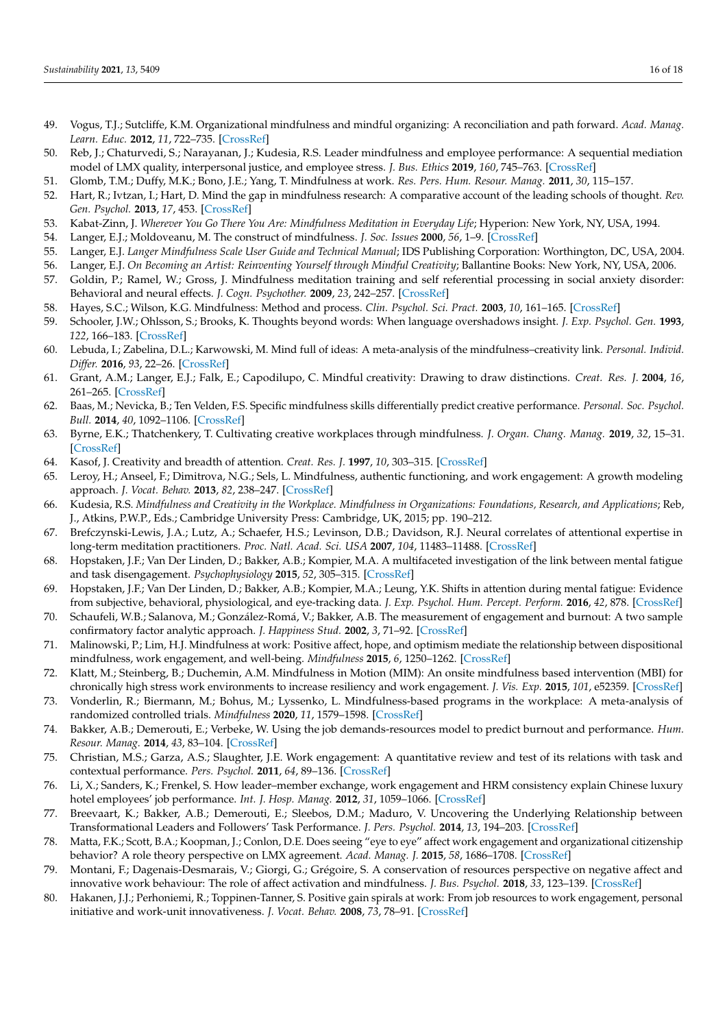49. Vogus, T.J.; Sutcliffe, K.M. Organizational mindfulness and mindful organizing: A reconciliation and path forward. *Acad. Manag. Learn. Educ.* **2012**, *11*, 722–735. [CrossRef]
50. Reb, J.; Chaturvedi, S.; Narayanan, J.; Kudesia, R.S. Leader mindfulness and employee performance: A sequential mediation model of LMX quality, interpersonal justice, and employee stress. *J. Bus. Ethics* **2019**, *160*, 745–763. [CrossRef]
51. Glomb, T.M.; Duffy, M.K.; Bono, J.E.; Yang, T. Mindfulness at work. *Res. Pers. Hum. Resour. Manag.* **2011**, *30*, 115–157.
52. Hart, R.; Ivtzan, I.; Hart, D. Mind the gap in mindfulness research: A comparative account of the leading schools of thought. *Rev. Gen. Psychol.* **2013**, *17*, 453. [CrossRef]
53. Kabat-Zinn, J. *Wherever You Go There You Are: Mindfulness Meditation in Everyday Life*; Hyperion: New York, NY, USA, 1994.
54. Langer, E.J.; Moldoveanu, M. The construct of mindfulness. *J. Soc. Issues* **2000**, *56*, 1–9. [CrossRef]
55. Langer, E.J. *Langer Mindfulness Scale User Guide and Technical Manual*; IDS Publishing Corporation: Worthington, DC, USA, 2004.
56. Langer, E.J. *On Becoming an Artist: Reinventing Yourself through Mindful Creativity*; Ballantine Books: New York, NY, USA, 2006.
57. Goldin, P.; Ramel, W.; Gross, J. Mindfulness meditation training and self referential processing in social anxiety disorder: Behavioral and neural effects. *J. Cogn. Psychother.* **2009**, *23*, 242–257. [CrossRef]
58. Hayes, S.C.; Wilson, K.G. Mindfulness: Method and process. *Clin. Psychol. Sci. Pract.* **2003**, *10*, 161–165. [CrossRef]
59. Schooler, J.W.; Ohlsson, S.; Brooks, K. Thoughts beyond words: When language overshadows insight. *J. Exp. Psychol. Gen.* **1993**, *122*, 166–183. [CrossRef]
60. Lebuda, I.; Zabelina, D.L.; Karwowski, M. Mind full of ideas: A meta-analysis of the mindfulness–creativity link. *Personal. Individ. Differ.* **2016**, *93*, 22–26. [CrossRef]
61. Grant, A.M.; Langer, E.J.; Falk, E.; Capodilupo, C. Mindful creativity: Drawing to draw distinctions. *Creat. Res. J.* **2004**, *16*, 261–265. [CrossRef]
62. Baas, M.; Nevicka, B.; Ten Velden, F.S. Specific mindfulness skills differentially predict creative performance. *Personal. Soc. Psychol. Bull.* **2014**, *40*, 1092–1106. [CrossRef]
63. Byrne, E.K.; Thatchenkery, T. Cultivating creative workplaces through mindfulness. *J. Organ. Chang. Manag.* **2019**, *32*, 15–31. [CrossRef]
64. Kasof, J. Creativity and breadth of attention. *Creat. Res. J.* **1997**, *10*, 303–315. [CrossRef]
65. Leroy, H.; Anseel, F.; Dimitrova, N.G.; Sels, L. Mindfulness, authentic functioning, and work engagement: A growth modeling approach. *J. Vocat. Behav.* **2013**, *82*, 238–247. [CrossRef]
66. Kudesia, R.S. *Mindfulness and Creativity in the Workplace. Mindfulness in Organizations: Foundations, Research, and Applications*; Reb, J., Atkins, P.W.P., Eds.; Cambridge University Press: Cambridge, UK, 2015; pp. 190–212.
67. Brefczynski-Lewis, J.A.; Lutz, A.; Schaefer, H.S.; Levinson, D.B.; Davidson, R.J. Neural correlates of attentional expertise in long-term meditation practitioners. *Proc. Natl. Acad. Sci. USA* **2007**, *104*, 11483–11488. [CrossRef]
68. Hopstaken, J.F.; Van Der Linden, D.; Bakker, A.B.; Kompier, M.A. A multifaceted investigation of the link between mental fatigue and task disengagement. *Psychophysiology* **2015**, *52*, 305–315. [CrossRef]
69. Hopstaken, J.F.; Van Der Linden, D.; Bakker, A.B.; Kompier, M.A.; Leung, Y.K. Shifts in attention during mental fatigue: Evidence from subjective, behavioral, physiological, and eye-tracking data. *J. Exp. Psychol. Hum. Percept. Perform.* **2016**, *42*, 878. [CrossRef]
70. Schaufeli, W.B.; Salanova, M.; González-Romá, V.; Bakker, A.B. The measurement of engagement and burnout: A two sample confirmatory factor analytic approach. *J. Happiness Stud.* **2002**, *3*, 71–92. [CrossRef]
71. Malinowski, P.; Lim, H.J. Mindfulness at work: Positive affect, hope, and optimism mediate the relationship between dispositional mindfulness, work engagement, and well-being. *Mindfulness* **2015**, *6*, 1250–1262. [CrossRef]
72. Klatt, M.; Steinberg, B.; Duchemin, A.M. Mindfulness in Motion (MIM): An onsite mindfulness based intervention (MBI) for chronically high stress work environments to increase resiliency and work engagement. *J. Vis. Exp.* **2015**, *101*, e52359. [CrossRef]
73. Vonderlin, R.; Biermann, M.; Bohus, M.; Lyssenko, L. Mindfulness-based programs in the workplace: A meta-analysis of randomized controlled trials. *Mindfulness* **2020**, *11*, 1579–1598. [CrossRef]
74. Bakker, A.B.; Demerouti, E.; Verbeke, W. Using the job demands-resources model to predict burnout and performance. *Hum. Resour. Manag.* **2014**, *43*, 83–104. [CrossRef]
75. Christian, M.S.; Garza, A.S.; Slaughter, J.E. Work engagement: A quantitative review and test of its relations with task and contextual performance. *Pers. Psychol.* **2011**, *64*, 89–136. [CrossRef]
76. Li, X.; Sanders, K.; Frenkel, S. How leader–member exchange, work engagement and HRM consistency explain Chinese luxury hotel employees' job performance. *Int. J. Hosp. Manag.* **2012**, *31*, 1059–1066. [CrossRef]
77. Breevaart, K.; Bakker, A.B.; Demerouti, E.; Sleebos, D.M.; Maduro, V. Uncovering the Underlying Relationship between Transformational Leaders and Followers' Task Performance. *J. Pers. Psychol.* **2014**, *13*, 194–203. [CrossRef]
78. Matta, F.K.; Scott, B.A.; Koopman, J.; Conlon, D.E. Does seeing "eye to eye" affect work engagement and organizational citizenship behavior? A role theory perspective on LMX agreement. *Acad. Manag. J.* **2015**, *58*, 1686–1708. [CrossRef]
79. Montani, F.; Dagenais-Desmarais, V.; Giorgi, G.; Grégoire, S. A conservation of resources perspective on negative affect and innovative work behaviour: The role of affect activation and mindfulness. *J. Bus. Psychol.* **2018**, *33*, 123–139. [CrossRef]
80. Hakanen, J.J.; Perhoniemi, R.; Toppinen-Tanner, S. Positive gain spirals at work: From job resources to work engagement, personal initiative and work-unit innovativeness. *J. Vocat. Behav.* **2008**, *73*, 78–91. [CrossRef]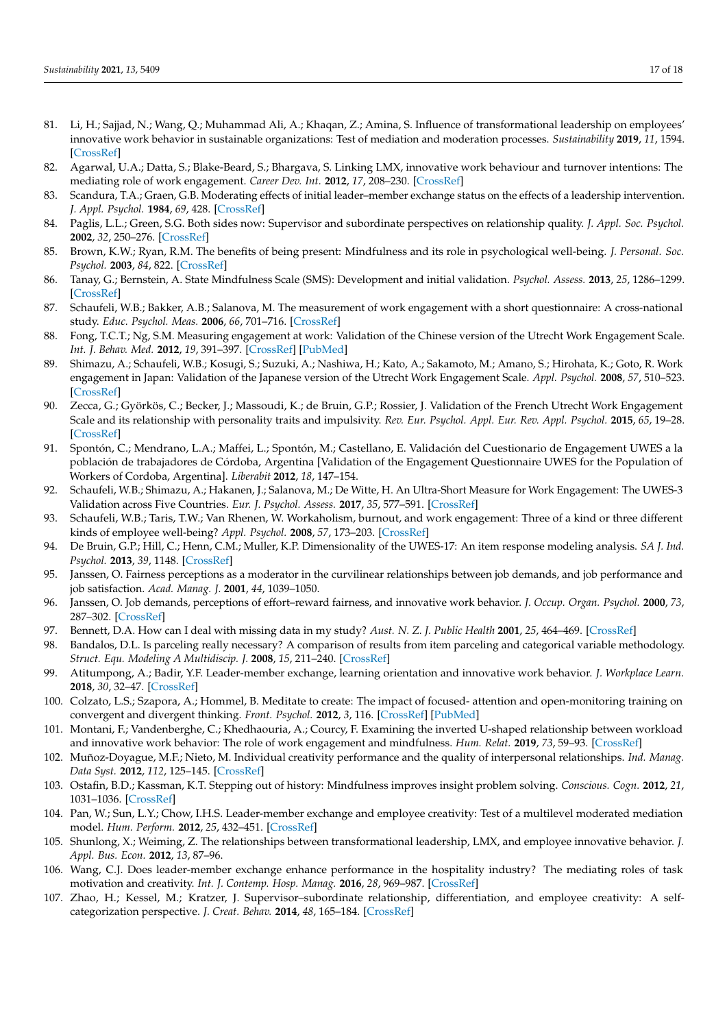81. Li, H.; Sajjad, N.; Wang, Q.; Muhammad Ali, A.; Khaqan, Z.; Amina, S. Influence of transformational leadership on employees' innovative work behavior in sustainable organizations: Test of mediation and moderation processes. *Sustainability* **2019**, *11*, 1594. [CrossRef]
82. Agarwal, U.A.; Datta, S.; Blake-Beard, S.; Bhargava, S. Linking LMX, innovative work behaviour and turnover intentions: The mediating role of work engagement. *Career Dev. Int.* **2012**, *17*, 208–230. [CrossRef]
83. Scandura, T.A.; Graen, G.B. Moderating effects of initial leader–member exchange status on the effects of a leadership intervention. *J. Appl. Psychol.* **1984**, *69*, 428. [CrossRef]
84. Paglis, L.L.; Green, S.G. Both sides now: Supervisor and subordinate perspectives on relationship quality. *J. Appl. Soc. Psychol.* **2002**, *32*, 250–276. [CrossRef]
85. Brown, K.W.; Ryan, R.M. The benefits of being present: Mindfulness and its role in psychological well-being. *J. Personal. Soc. Psychol.* **2003**, *84*, 822. [CrossRef]
86. Tanay, G.; Bernstein, A. State Mindfulness Scale (SMS): Development and initial validation. *Psychol. Assess.* **2013**, *25*, 1286–1299. [CrossRef]
87. Schaufeli, W.B.; Bakker, A.B.; Salanova, M. The measurement of work engagement with a short questionnaire: A cross-national study. *Educ. Psychol. Meas.* **2006**, *66*, 701–716. [CrossRef]
88. Fong, T.C.T.; Ng, S.M. Measuring engagement at work: Validation of the Chinese version of the Utrecht Work Engagement Scale. *Int. J. Behav. Med.* **2012**, *19*, 391–397. [CrossRef] [PubMed]
89. Shimazu, A.; Schaufeli, W.B.; Kosugi, S.; Suzuki, A.; Nashiwa, H.; Kato, A.; Sakamoto, M.; Amano, S.; Hirohata, K.; Goto, R. Work engagement in Japan: Validation of the Japanese version of the Utrecht Work Engagement Scale. *Appl. Psychol.* **2008**, *57*, 510–523. [CrossRef]
90. Zecca, G.; Györkös, C.; Becker, J.; Massoudi, K.; de Bruin, G.P.; Rossier, J. Validation of the French Utrecht Work Engagement Scale and its relationship with personality traits and impulsivity. *Rev. Eur. Psychol. Appl. Eur. Rev. Appl. Psychol.* **2015**, *65*, 19–28. [CrossRef]
91. Spontón, C.; Mendrano, L.A.; Maffei, L.; Spontón, M.; Castellano, E. Validación del Cuestionario de Engagement UWES a la población de trabajadores de Córdoba, Argentina [Validation of the Engagement Questionnaire UWES for the Population of Workers of Cordoba, Argentina]. *Liberabit* **2012**, *18*, 147–154.
92. Schaufeli, W.B.; Shimazu, A.; Hakanen, J.; Salanova, M.; De Witte, H. An Ultra-Short Measure for Work Engagement: The UWES-3 Validation across Five Countries. *Eur. J. Psychol. Assess.* **2017**, *35*, 577–591. [CrossRef]
93. Schaufeli, W.B.; Taris, T.W.; Van Rhenen, W. Workaholism, burnout, and work engagement: Three of a kind or three different kinds of employee well-being? *Appl. Psychol.* **2008**, *57*, 173–203. [CrossRef]
94. De Bruin, G.P.; Hill, C.; Henn, C.M.; Muller, K.P. Dimensionality of the UWES-17: An item response modeling analysis. *SA J. Ind. Psychol.* **2013**, *39*, 1148. [CrossRef]
95. Janssen, O. Fairness perceptions as a moderator in the curvilinear relationships between job demands, and job performance and job satisfaction. *Acad. Manag. J.* **2001**, *44*, 1039–1050.
96. Janssen, O. Job demands, perceptions of effort–reward fairness, and innovative work behavior. *J. Occup. Organ. Psychol.* **2000**, *73*, 287–302. [CrossRef]
97. Bennett, D.A. How can I deal with missing data in my study? *Aust. N. Z. J. Public Health* **2001**, *25*, 464–469. [CrossRef]
98. Bandalos, D.L. Is parceling really necessary? A comparison of results from item parceling and categorical variable methodology. *Struct. Equ. Modeling A Multidiscip. J.* **2008**, *15*, 211–240. [CrossRef]
99. Atitumpong, A.; Badir, Y.F. Leader-member exchange, learning orientation and innovative work behavior. *J. Workplace Learn.* **2018**, *30*, 32–47. [CrossRef]
100. Colzato, L.S.; Szapora, A.; Hommel, B. Meditate to create: The impact of focused- attention and open-monitoring training on convergent and divergent thinking. *Front. Psychol.* **2012**, *3*, 116. [CrossRef] [PubMed]
101. Montani, F.; Vandenberghe, C.; Khedhaouria, A.; Courcy, F. Examining the inverted U-shaped relationship between workload and innovative work behavior: The role of work engagement and mindfulness. *Hum. Relat.* **2019**, *73*, 59–93. [CrossRef]
102. Muñoz-Doyague, M.F.; Nieto, M. Individual creativity performance and the quality of interpersonal relationships. *Ind. Manag. Data Syst.* **2012**, *112*, 125–145. [CrossRef]
103. Ostafin, B.D.; Kassman, K.T. Stepping out of history: Mindfulness improves insight problem solving. *Conscious. Cogn.* **2012**, *21*, 1031–1036. [CrossRef]
104. Pan, W.; Sun, L.Y.; Chow, I.H.S. Leader-member exchange and employee creativity: Test of a multilevel moderated mediation model. *Hum. Perform.* **2012**, *25*, 432–451. [CrossRef]
105. Shunlong, X.; Weiming, Z. The relationships between transformational leadership, LMX, and employee innovative behavior. *J. Appl. Bus. Econ.* **2012**, *13*, 87–96.
106. Wang, C.J. Does leader-member exchange enhance performance in the hospitality industry? The mediating roles of task motivation and creativity. *Int. J. Contemp. Hosp. Manag.* **2016**, *28*, 969–987. [CrossRef]
107. Zhao, H.; Kessel, M.; Kratzer, J. Supervisor–subordinate relationship, differentiation, and employee creativity: A self-categorization perspective. *J. Creat. Behav.* **2014**, *48*, 165–184. [CrossRef]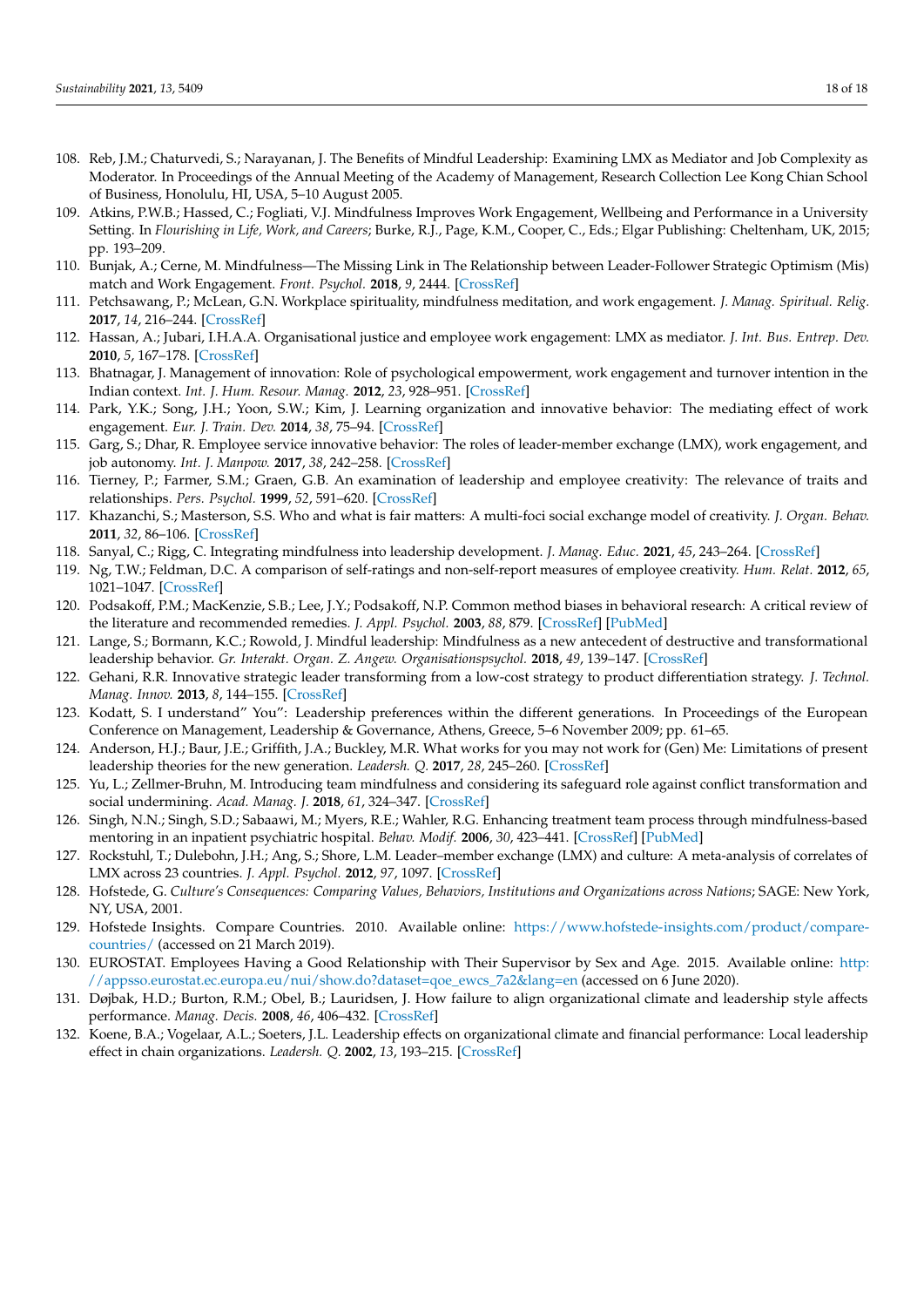108. Reb, J.M.; Chaturvedi, S.; Narayanan, J. The Benefits of Mindful Leadership: Examining LMX as Mediator and Job Complexity as Moderator. In Proceedings of the Annual Meeting of the Academy of Management, Research Collection Lee Kong Chian School of Business, Honolulu, HI, USA, 5–10 August 2005.
109. Atkins, P.W.B.; Hassed, C.; Fogliati, V.J. Mindfulness Improves Work Engagement, Wellbeing and Performance in a University Setting. In *Flourishing in Life, Work, and Careers*; Burke, R.J., Page, K.M., Cooper, C., Eds.; Elgar Publishing: Cheltenham, UK, 2015; pp. 193–209.
110. Bunjak, A.; Cerne, M. Mindfulness—The Missing Link in The Relationship between Leader-Follower Strategic Optimism (Mis) match and Work Engagement. *Front. Psychol.* **2018**, *9*, 2444. [CrossRef]
111. Petchsawang, P.; McLean, G.N. Workplace spirituality, mindfulness meditation, and work engagement. *J. Manag. Spiritual. Relig.* **2017**, *14*, 216–244. [CrossRef]
112. Hassan, A.; Jubari, I.H.A.A. Organisational justice and employee work engagement: LMX as mediator. *J. Int. Bus. Entrep. Dev.* **2010**, *5*, 167–178. [CrossRef]
113. Bhatnagar, J. Management of innovation: Role of psychological empowerment, work engagement and turnover intention in the Indian context. *Int. J. Hum. Resour. Manag.* **2012**, *23*, 928–951. [CrossRef]
114. Park, Y.K.; Song, J.H.; Yoon, S.W.; Kim, J. Learning organization and innovative behavior: The mediating effect of work engagement. *Eur. J. Train. Dev.* **2014**, *38*, 75–94. [CrossRef]
115. Garg, S.; Dhar, R. Employee service innovative behavior: The roles of leader-member exchange (LMX), work engagement, and job autonomy. *Int. J. Manpow.* **2017**, *38*, 242–258. [CrossRef]
116. Tierney, P.; Farmer, S.M.; Graen, G.B. An examination of leadership and employee creativity: The relevance of traits and relationships. *Pers. Psychol.* **1999**, *52*, 591–620. [CrossRef]
117. Khazanchi, S.; Masterson, S.S. Who and what is fair matters: A multi-foci social exchange model of creativity. *J. Organ. Behav.* **2011**, *32*, 86–106. [CrossRef]
118. Sanyal, C.; Rigg, C. Integrating mindfulness into leadership development. *J. Manag. Educ.* **2021**, *45*, 243–264. [CrossRef]
119. Ng, T.W.; Feldman, D.C. A comparison of self-ratings and non-self-report measures of employee creativity. *Hum. Relat.* **2012**, *65*, 1021–1047. [CrossRef]
120. Podsakoff, P.M.; MacKenzie, S.B.; Lee, J.Y.; Podsakoff, N.P. Common method biases in behavioral research: A critical review of the literature and recommended remedies. *J. Appl. Psychol.* **2003**, *88*, 879. [CrossRef] [PubMed]
121. Lange, S.; Bormann, K.C.; Rowold, J. Mindful leadership: Mindfulness as a new antecedent of destructive and transformational leadership behavior. *Gr. Interakt. Organ. Z. Angew. Organisationspsychol.* **2018**, *49*, 139–147. [CrossRef]
122. Gehani, R.R. Innovative strategic leader transforming from a low-cost strategy to product differentiation strategy. *J. Technol. Manag. Innov.* **2013**, *8*, 144–155. [CrossRef]
123. Kodatt, S. I understand" You": Leadership preferences within the different generations. In Proceedings of the European Conference on Management, Leadership & Governance, Athens, Greece, 5–6 November 2009; pp. 61–65.
124. Anderson, H.J.; Baur, J.E.; Griffith, J.A.; Buckley, M.R. What works for you may not work for (Gen) Me: Limitations of present leadership theories for the new generation. *Leadersh. Q.* **2017**, *28*, 245–260. [CrossRef]
125. Yu, L.; Zellmer-Bruhn, M. Introducing team mindfulness and considering its safeguard role against conflict transformation and social undermining. *Acad. Manag. J.* **2018**, *61*, 324–347. [CrossRef]
126. Singh, N.N.; Singh, S.D.; Sabaawi, M.; Myers, R.E.; Wahler, R.G. Enhancing treatment team process through mindfulness-based mentoring in an inpatient psychiatric hospital. *Behav. Modif.* **2006**, *30*, 423–441. [CrossRef] [PubMed]
127. Rockstuhl, T.; Dulebohn, J.H.; Ang, S.; Shore, L.M. Leader–member exchange (LMX) and culture: A meta-analysis of correlates of LMX across 23 countries. *J. Appl. Psychol.* **2012**, *97*, 1097. [CrossRef]
128. Hofstede, G. *Culture's Consequences: Comparing Values, Behaviors, Institutions and Organizations across Nations*; SAGE: New York, NY, USA, 2001.
129. Hofstede Insights. Compare Countries. 2010. Available online: https://www.hofstede-insights.com/product/compare-countries/ (accessed on 21 March 2019).
130. EUROSTAT. Employees Having a Good Relationship with Their Supervisor by Sex and Age. 2015. Available online: http://appsso.eurostat.ec.europa.eu/nui/show.do?dataset=qoe_ewcs_7a2&lang=en (accessed on 6 June 2020).
131. Døjbak, H.D.; Burton, R.M.; Obel, B.; Lauridsen, J. How failure to align organizational climate and leadership style affects performance. *Manag. Decis.* **2008**, *46*, 406–432. [CrossRef]
132. Koene, B.A.; Vogelaar, A.L.; Soeters, J.L. Leadership effects on organizational climate and financial performance: Local leadership effect in chain organizations. *Leadersh. Q.* **2002**, *13*, 193–215. [CrossRef]